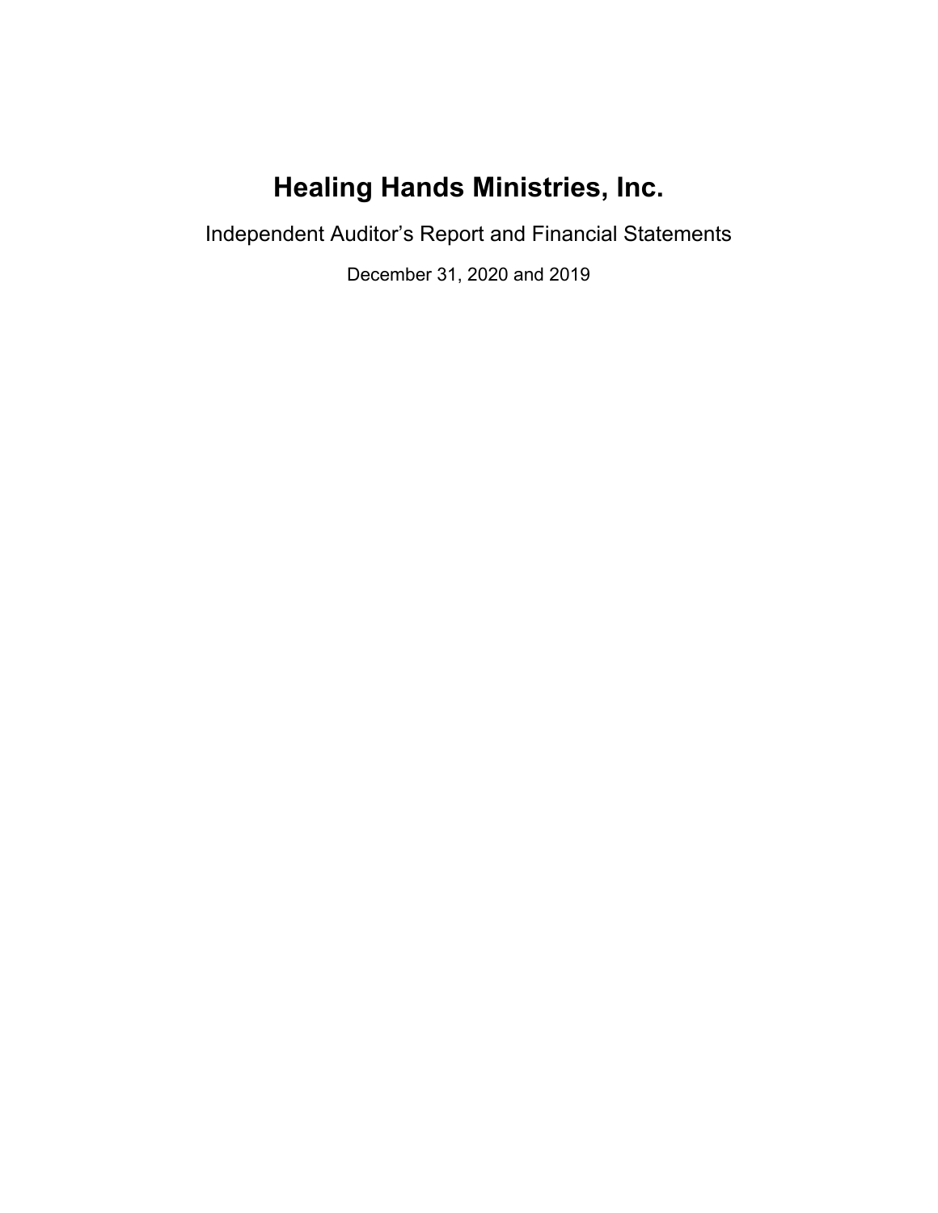# Healing Hands Ministries, Inc.

Independent Auditor’s Report and Financial Statements

December 31, 2020 and 2019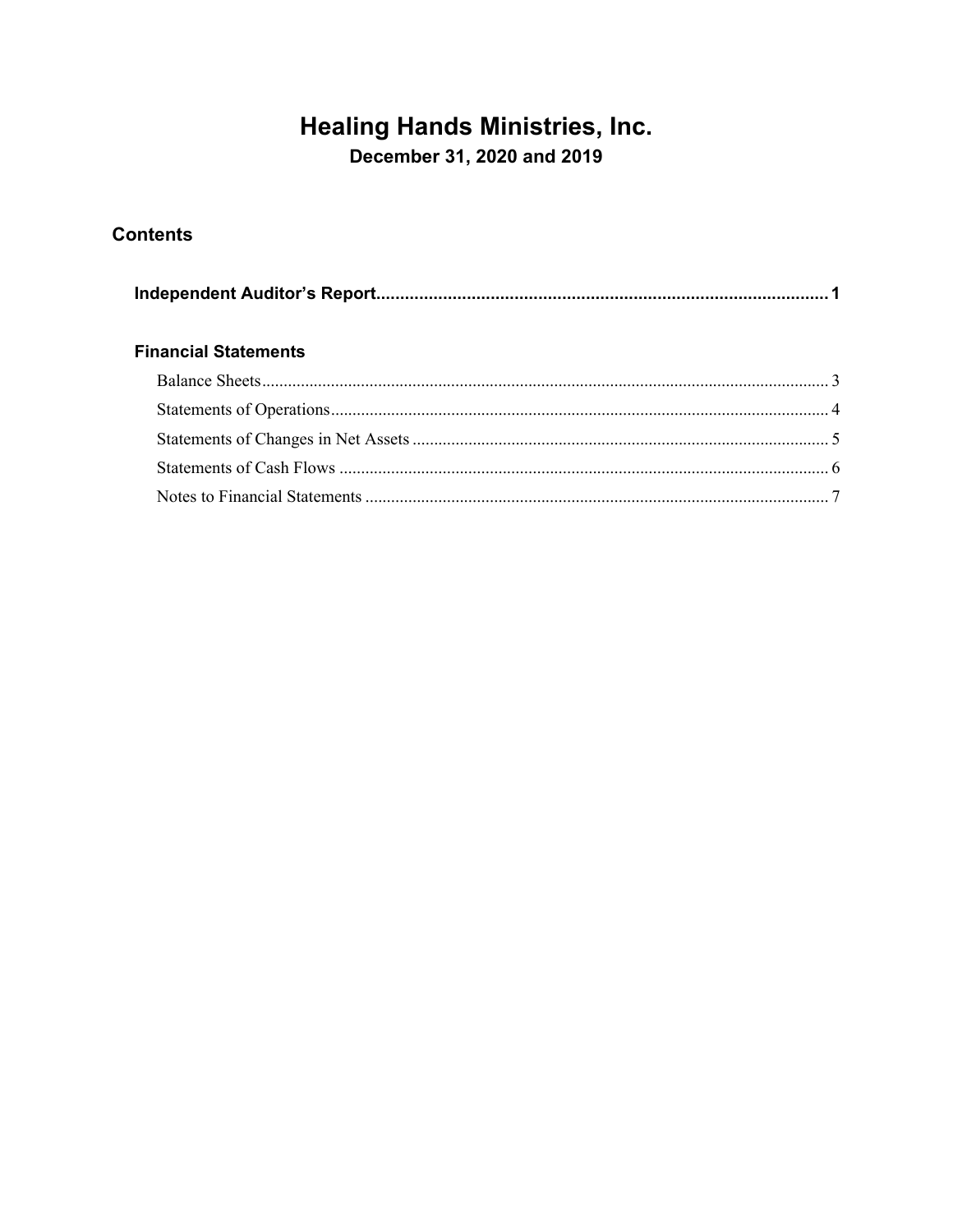# Healing Hands Ministries, Inc.

## December 31, 2020 and 2019

## Contents

**Independent Auditor's Report** .......... **1**

**Financial Statements**

Balance Sheets .......... 3

Statements of Operations .......... 4

Statements of Changes in Net Assets .......... 5

Statements of Cash Flows .......... 6

Notes to Financial Statements .......... 7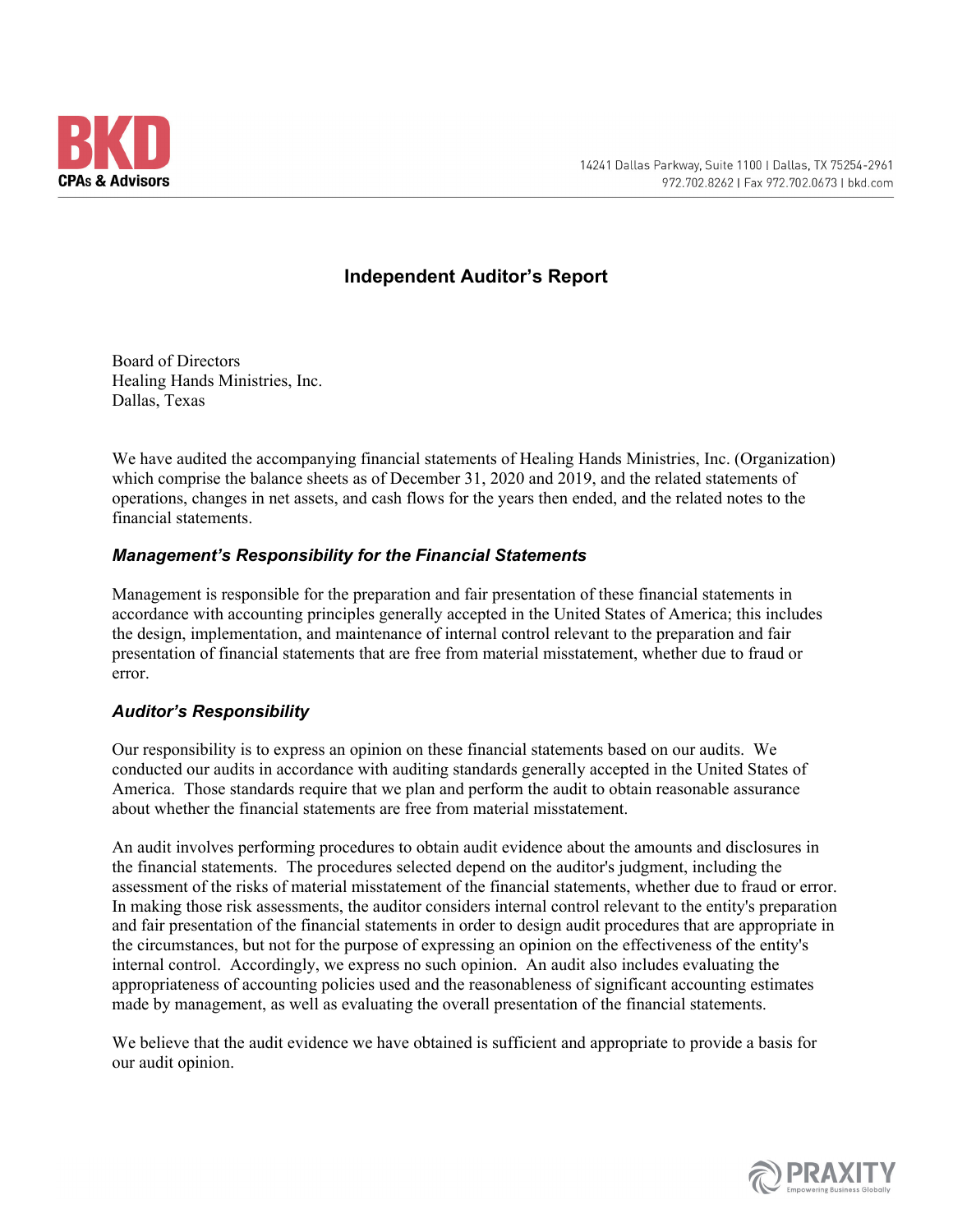# Independent Auditor's Report

Board of Directors
Healing Hands Ministries, Inc.
Dallas, Texas

We have audited the accompanying financial statements of Healing Hands Ministries, Inc. (Organization) which comprise the balance sheets as of December 31, 2020 and 2019, and the related statements of operations, changes in net assets, and cash flows for the years then ended, and the related notes to the financial statements.

## *Management's Responsibility for the Financial Statements*

Management is responsible for the preparation and fair presentation of these financial statements in accordance with accounting principles generally accepted in the United States of America; this includes the design, implementation, and maintenance of internal control relevant to the preparation and fair presentation of financial statements that are free from material misstatement, whether due to fraud or error.

## *Auditor's Responsibility*

Our responsibility is to express an opinion on these financial statements based on our audits. We conducted our audits in accordance with auditing standards generally accepted in the United States of America. Those standards require that we plan and perform the audit to obtain reasonable assurance about whether the financial statements are free from material misstatement.

An audit involves performing procedures to obtain audit evidence about the amounts and disclosures in the financial statements. The procedures selected depend on the auditor's judgment, including the assessment of the risks of material misstatement of the financial statements, whether due to fraud or error. In making those risk assessments, the auditor considers internal control relevant to the entity's preparation and fair presentation of the financial statements in order to design audit procedures that are appropriate in the circumstances, but not for the purpose of expressing an opinion on the effectiveness of the entity's internal control. Accordingly, we express no such opinion. An audit also includes evaluating the appropriateness of accounting policies used and the reasonableness of significant accounting estimates made by management, as well as evaluating the overall presentation of the financial statements.

We believe that the audit evidence we have obtained is sufficient and appropriate to provide a basis for our audit opinion.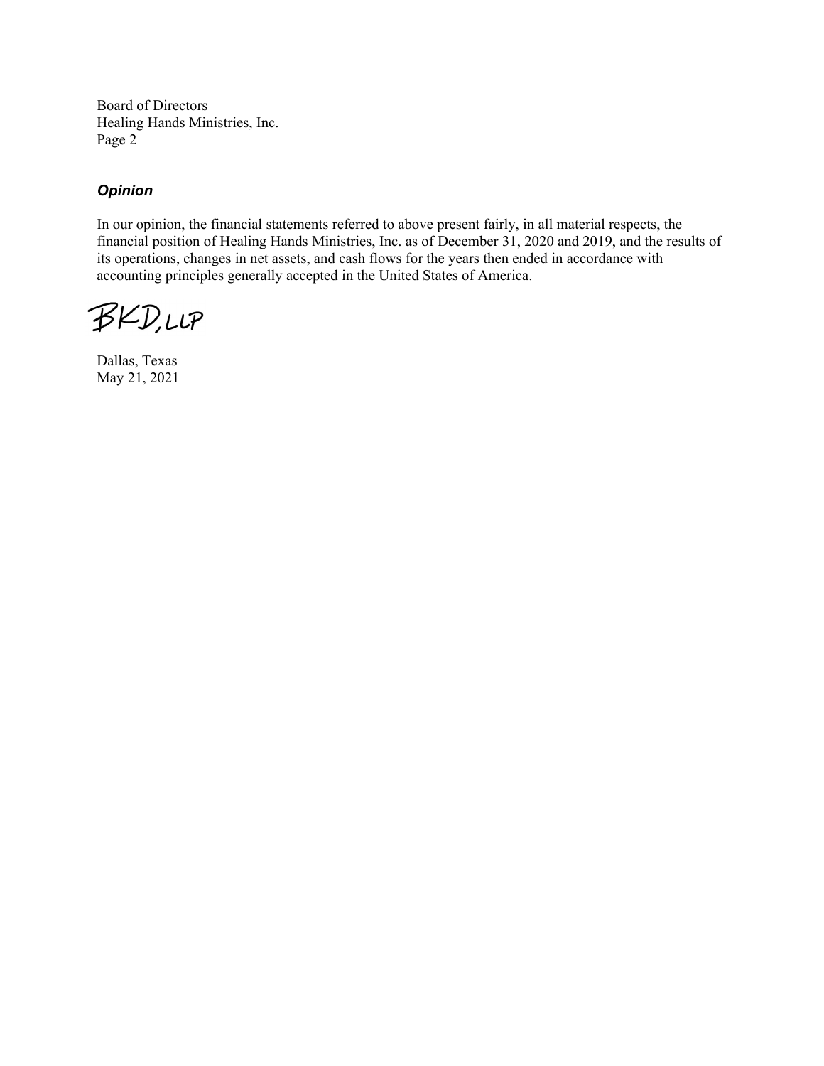Board of Directors
Healing Hands Ministries, Inc.
Page 2

### *Opinion*

In our opinion, the financial statements referred to above present fairly, in all material respects, the financial position of Healing Hands Ministries, Inc. as of December 31, 2020 and 2019, and the results of its operations, changes in net assets, and cash flows for the years then ended in accordance with accounting principles generally accepted in the United States of America.

BKD, LLP

Dallas, Texas
May 21, 2021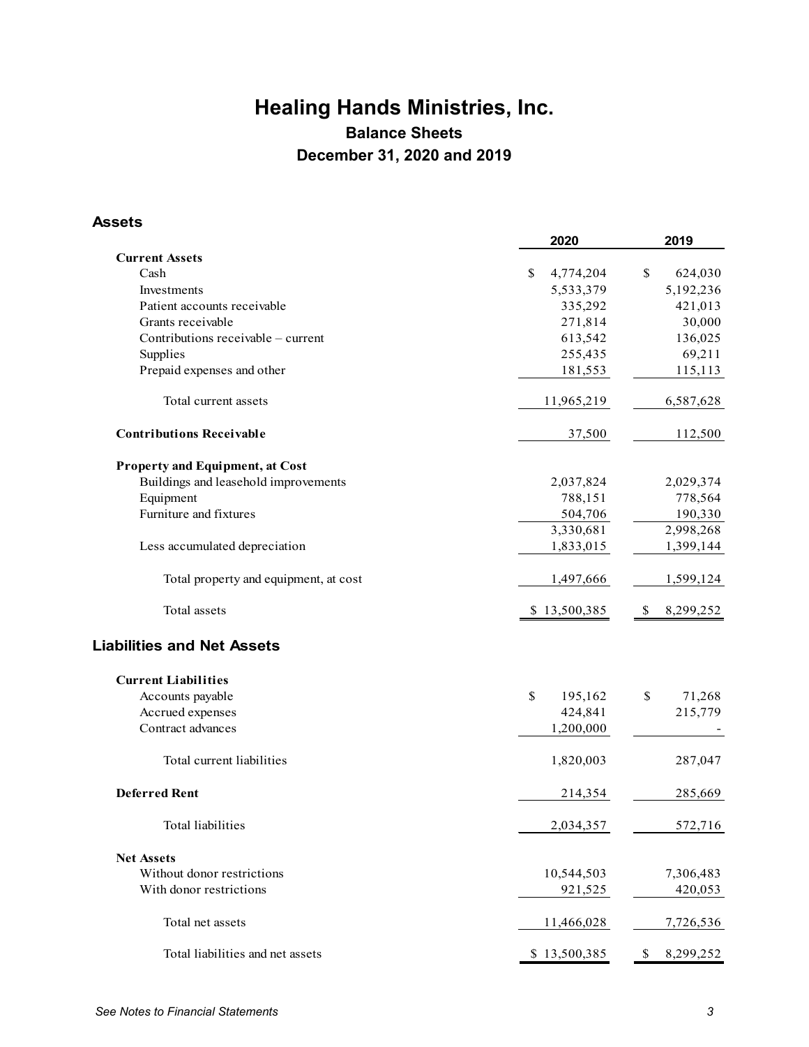# Healing Hands Ministries, Inc.

## Balance Sheets

## December 31, 2020 and 2019

### Assets

| | 2020 | 2019 |
|---|---|---|
| **Current Assets** | | |
| Cash | $ 4,774,204 | $ 624,030 |
| Investments | 5,533,379 | 5,192,236 |
| Patient accounts receivable | 335,292 | 421,013 |
| Grants receivable | 271,814 | 30,000 |
| Contributions receivable – current | 613,542 | 136,025 |
| Supplies | 255,435 | 69,211 |
| Prepaid expenses and other | 181,553 | 115,113 |
| Total current assets | 11,965,219 | 6,587,628 |
| **Contributions Receivable** | 37,500 | 112,500 |
| **Property and Equipment, at Cost** | | |
| Buildings and leasehold improvements | 2,037,824 | 2,029,374 |
| Equipment | 788,151 | 778,564 |
| Furniture and fixtures | 504,706 | 190,330 |
| | 3,330,681 | 2,998,268 |
| Less accumulated depreciation | 1,833,015 | 1,399,144 |
| Total property and equipment, at cost | 1,497,666 | 1,599,124 |
| Total assets | $ 13,500,385 | $ 8,299,252 |

### Liabilities and Net Assets

| | 2020 | 2019 |
|---|---|---|
| **Current Liabilities** | | |
| Accounts payable | $ 195,162 | $ 71,268 |
| Accrued expenses | 424,841 | 215,779 |
| Contract advances | 1,200,000 | - |
| Total current liabilities | 1,820,003 | 287,047 |
| **Deferred Rent** | 214,354 | 285,669 |
| Total liabilities | 2,034,357 | 572,716 |
| **Net Assets** | | |
| Without donor restrictions | 10,544,503 | 7,306,483 |
| With donor restrictions | 921,525 | 420,053 |
| Total net assets | 11,466,028 | 7,726,536 |
| Total liabilities and net assets | $ 13,500,385 | $ 8,299,252 |

*See Notes to Financial Statements*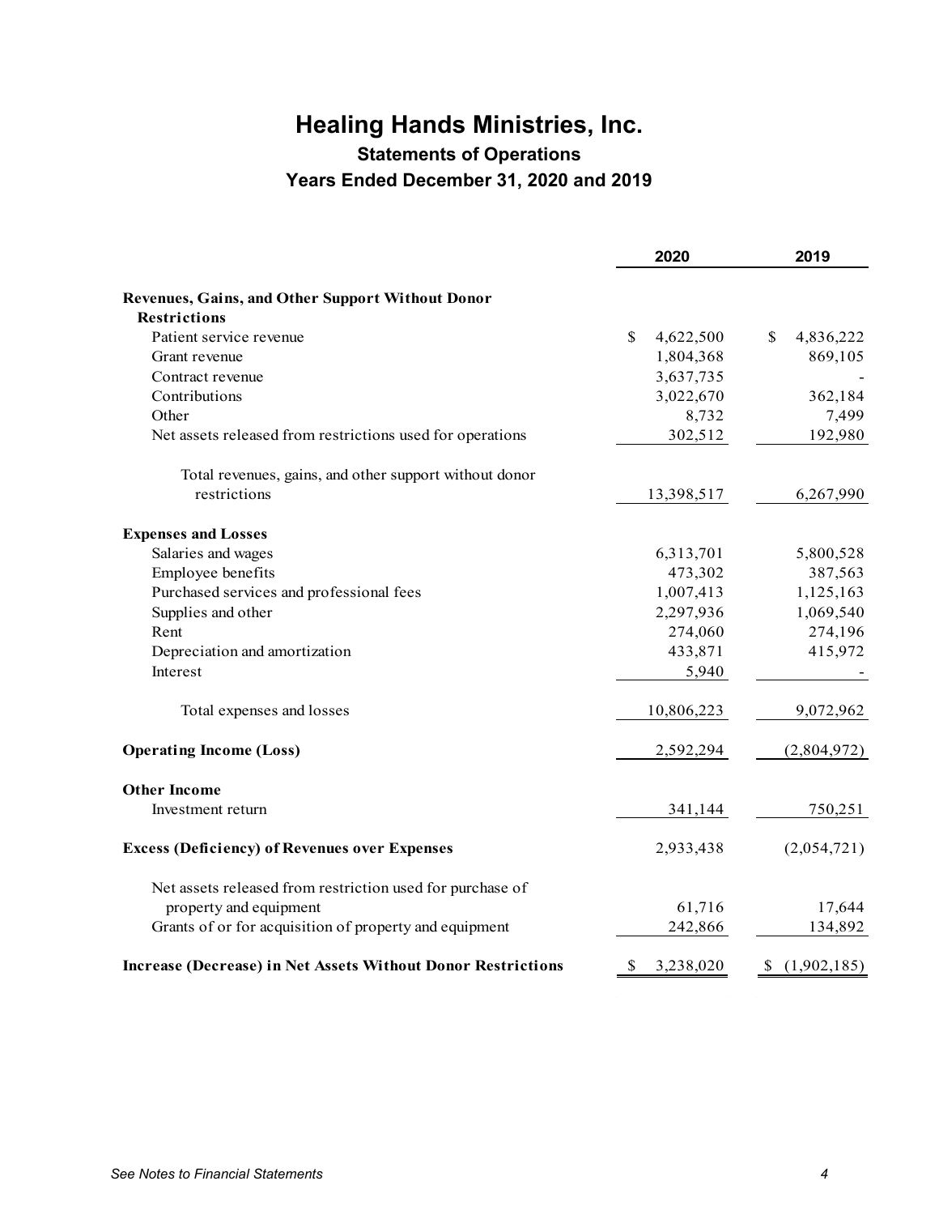# Healing Hands Ministries, Inc.

## Statements of Operations

## Years Ended December 31, 2020 and 2019

| | 2020 | 2019 |
|---|---|---|
| **Revenues, Gains, and Other Support Without Donor Restrictions** | | |
| Patient service revenue | $ 4,622,500 | $ 4,836,222 |
| Grant revenue | 1,804,368 | 869,105 |
| Contract revenue | 3,637,735 | - |
| Contributions | 3,022,670 | 362,184 |
| Other | 8,732 | 7,499 |
| Net assets released from restrictions used for operations | 302,512 | 192,980 |
| Total revenues, gains, and other support without donor restrictions | 13,398,517 | 6,267,990 |
| **Expenses and Losses** | | |
| Salaries and wages | 6,313,701 | 5,800,528 |
| Employee benefits | 473,302 | 387,563 |
| Purchased services and professional fees | 1,007,413 | 1,125,163 |
| Supplies and other | 2,297,936 | 1,069,540 |
| Rent | 274,060 | 274,196 |
| Depreciation and amortization | 433,871 | 415,972 |
| Interest | 5,940 | - |
| Total expenses and losses | 10,806,223 | 9,072,962 |
| **Operating Income (Loss)** | 2,592,294 | (2,804,972) |
| **Other Income** | | |
| Investment return | 341,144 | 750,251 |
| **Excess (Deficiency) of Revenues over Expenses** | 2,933,438 | (2,054,721) |
| Net assets released from restriction used for purchase of property and equipment | 61,716 | 17,644 |
| Grants of or for acquisition of property and equipment | 242,866 | 134,892 |
| **Increase (Decrease) in Net Assets Without Donor Restrictions** | $ 3,238,020 | $ (1,902,185) |

*See Notes to Financial Statements*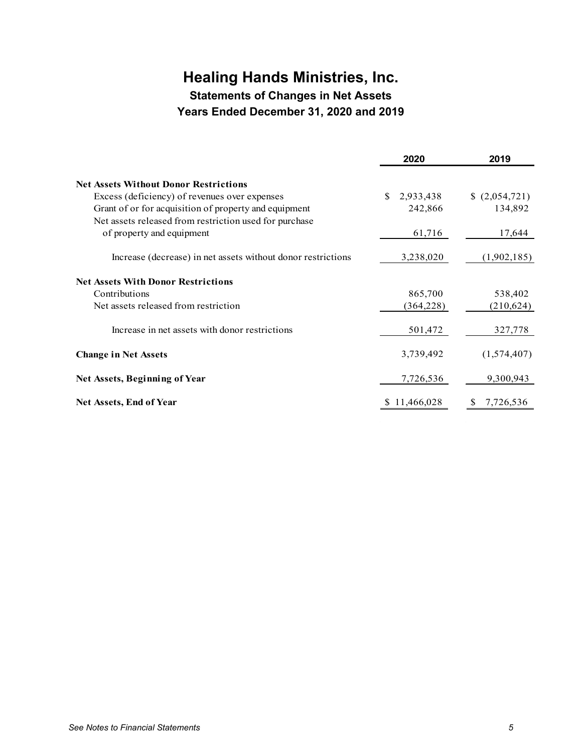# Healing Hands Ministries, Inc.

## Statements of Changes in Net Assets

## Years Ended December 31, 2020 and 2019

| | 2020 | 2019 |
|---|---|---|
| **Net Assets Without Donor Restrictions** | | |
| Excess (deficiency) of revenues over expenses | $ 2,933,438 | $ (2,054,721) |
| Grant of or for acquisition of property and equipment | 242,866 | 134,892 |
| Net assets released from restriction used for purchase of property and equipment | 61,716 | 17,644 |
| Increase (decrease) in net assets without donor restrictions | 3,238,020 | (1,902,185) |
| **Net Assets With Donor Restrictions** | | |
| Contributions | 865,700 | 538,402 |
| Net assets released from restriction | (364,228) | (210,624) |
| Increase in net assets with donor restrictions | 501,472 | 327,778 |
| **Change in Net Assets** | 3,739,492 | (1,574,407) |
| **Net Assets, Beginning of Year** | 7,726,536 | 9,300,943 |
| **Net Assets, End of Year** | $ 11,466,028 | $ 7,726,536 |

*See Notes to Financial Statements*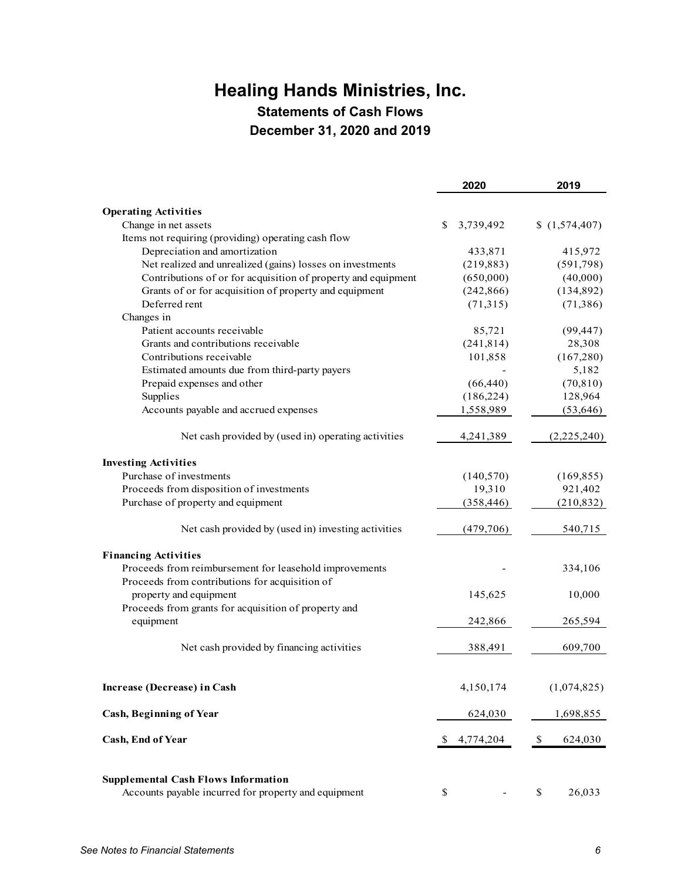# Healing Hands Ministries, Inc.

## Statements of Cash Flows

## December 31, 2020 and 2019

| | 2020 | 2019 |
|---|---|---|
| **Operating Activities** | | |
| Change in net assets | $ 3,739,492 | $ (1,574,407) |
| Items not requiring (providing) operating cash flow | | |
| Depreciation and amortization | 433,871 | 415,972 |
| Net realized and unrealized (gains) losses on investments | (219,883) | (591,798) |
| Contributions of or for acquisition of property and equipment | (650,000) | (40,000) |
| Grants of or for acquisition of property and equipment | (242,866) | (134,892) |
| Deferred rent | (71,315) | (71,386) |
| Changes in | | |
| Patient accounts receivable | 85,721 | (99,447) |
| Grants and contributions receivable | (241,814) | 28,308 |
| Contributions receivable | 101,858 | (167,280) |
| Estimated amounts due from third-party payers | - | 5,182 |
| Prepaid expenses and other | (66,440) | (70,810) |
| Supplies | (186,224) | 128,964 |
| Accounts payable and accrued expenses | 1,558,989 | (53,646) |
| Net cash provided by (used in) operating activities | 4,241,389 | (2,225,240) |
| **Investing Activities** | | |
| Purchase of investments | (140,570) | (169,855) |
| Proceeds from disposition of investments | 19,310 | 921,402 |
| Purchase of property and equipment | (358,446) | (210,832) |
| Net cash provided by (used in) investing activities | (479,706) | 540,715 |
| **Financing Activities** | | |
| Proceeds from reimbursement for leasehold improvements | - | 334,106 |
| Proceeds from contributions for acquisition of property and equipment | 145,625 | 10,000 |
| Proceeds from grants for acquisition of property and equipment | 242,866 | 265,594 |
| Net cash provided by financing activities | 388,491 | 609,700 |
| **Increase (Decrease) in Cash** | 4,150,174 | (1,074,825) |
| **Cash, Beginning of Year** | 624,030 | 1,698,855 |
| **Cash, End of Year** | $ 4,774,204 | $ 624,030 |
| **Supplemental Cash Flows Information** | | |
| Accounts payable incurred for property and equipment | $ - | $ 26,033 |

*See Notes to Financial Statements*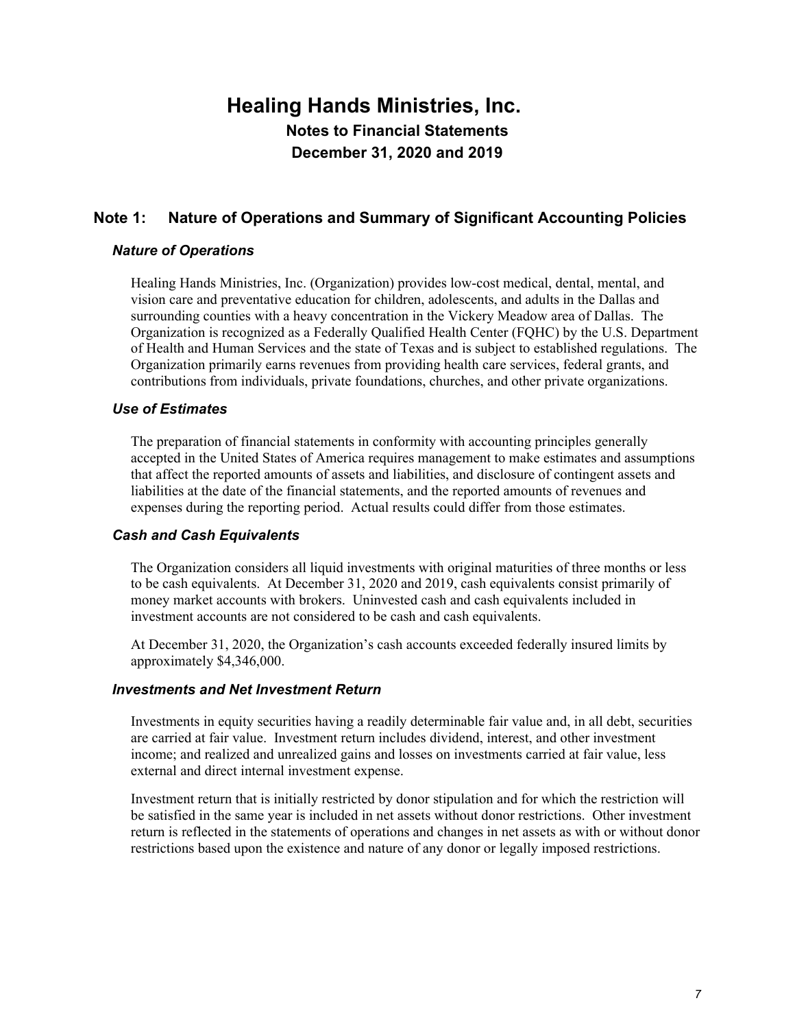# Healing Hands Ministries, Inc.

**Notes to Financial Statements**

**December 31, 2020 and 2019**

## Note 1: Nature of Operations and Summary of Significant Accounting Policies

### *Nature of Operations*

Healing Hands Ministries, Inc. (Organization) provides low-cost medical, dental, mental, and vision care and preventative education for children, adolescents, and adults in the Dallas and surrounding counties with a heavy concentration in the Vickery Meadow area of Dallas. The Organization is recognized as a Federally Qualified Health Center (FQHC) by the U.S. Department of Health and Human Services and the state of Texas and is subject to established regulations. The Organization primarily earns revenues from providing health care services, federal grants, and contributions from individuals, private foundations, churches, and other private organizations.

### *Use of Estimates*

The preparation of financial statements in conformity with accounting principles generally accepted in the United States of America requires management to make estimates and assumptions that affect the reported amounts of assets and liabilities, and disclosure of contingent assets and liabilities at the date of the financial statements, and the reported amounts of revenues and expenses during the reporting period. Actual results could differ from those estimates.

### *Cash and Cash Equivalents*

The Organization considers all liquid investments with original maturities of three months or less to be cash equivalents. At December 31, 2020 and 2019, cash equivalents consist primarily of money market accounts with brokers. Uninvested cash and cash equivalents included in investment accounts are not considered to be cash and cash equivalents.

At December 31, 2020, the Organization's cash accounts exceeded federally insured limits by approximately $4,346,000.

### *Investments and Net Investment Return*

Investments in equity securities having a readily determinable fair value and, in all debt, securities are carried at fair value. Investment return includes dividend, interest, and other investment income; and realized and unrealized gains and losses on investments carried at fair value, less external and direct internal investment expense.

Investment return that is initially restricted by donor stipulation and for which the restriction will be satisfied in the same year is included in net assets without donor restrictions. Other investment return is reflected in the statements of operations and changes in net assets as with or without donor restrictions based upon the existence and nature of any donor or legally imposed restrictions.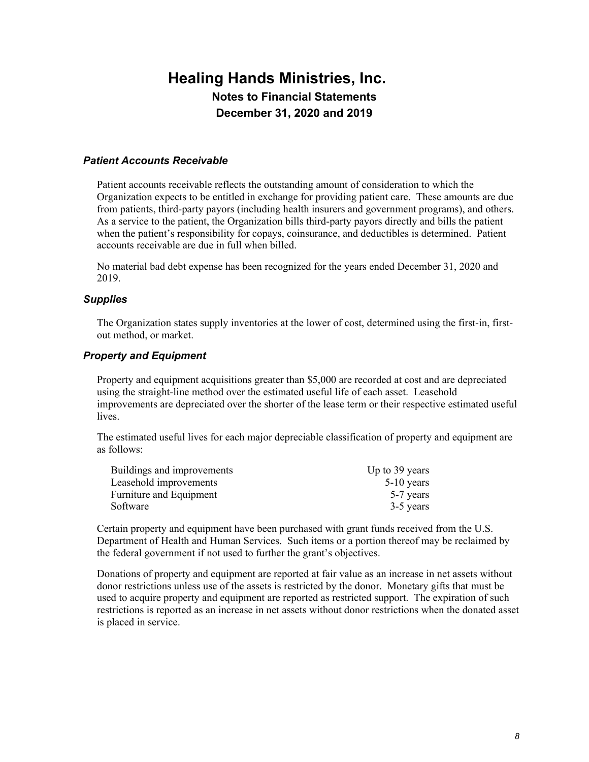# Healing Hands Ministries, Inc.

## Notes to Financial Statements

## December 31, 2020 and 2019

### *Patient Accounts Receivable*

Patient accounts receivable reflects the outstanding amount of consideration to which the Organization expects to be entitled in exchange for providing patient care. These amounts are due from patients, third-party payors (including health insurers and government programs), and others. As a service to the patient, the Organization bills third-party payors directly and bills the patient when the patient's responsibility for copays, coinsurance, and deductibles is determined. Patient accounts receivable are due in full when billed.

No material bad debt expense has been recognized for the years ended December 31, 2020 and 2019.

### *Supplies*

The Organization states supply inventories at the lower of cost, determined using the first-in, first-out method, or market.

### *Property and Equipment*

Property and equipment acquisitions greater than $5,000 are recorded at cost and are depreciated using the straight-line method over the estimated useful life of each asset. Leasehold improvements are depreciated over the shorter of the lease term or their respective estimated useful lives.

The estimated useful lives for each major depreciable classification of property and equipment are as follows:

| | |
|---|---|
| Buildings and improvements | Up to 39 years |
| Leasehold improvements | 5-10 years |
| Furniture and Equipment | 5-7 years |
| Software | 3-5 years |

Certain property and equipment have been purchased with grant funds received from the U.S. Department of Health and Human Services. Such items or a portion thereof may be reclaimed by the federal government if not used to further the grant's objectives.

Donations of property and equipment are reported at fair value as an increase in net assets without donor restrictions unless use of the assets is restricted by the donor. Monetary gifts that must be used to acquire property and equipment are reported as restricted support. The expiration of such restrictions is reported as an increase in net assets without donor restrictions when the donated asset is placed in service.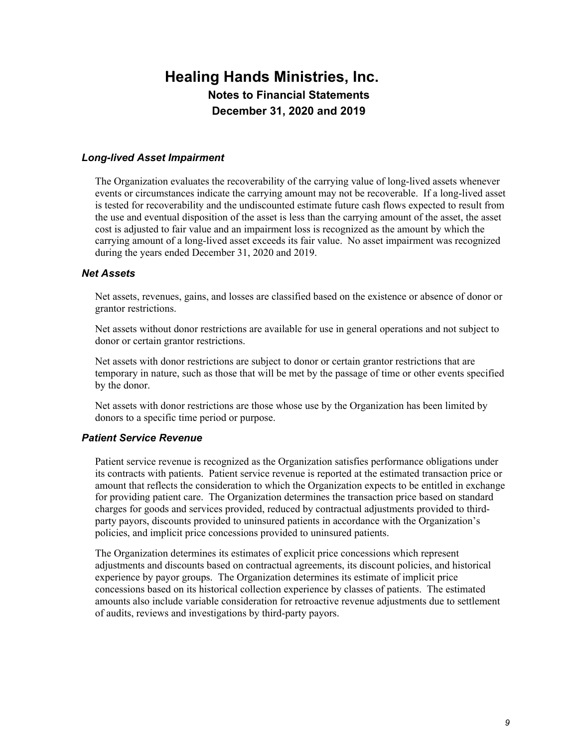# Healing Hands Ministries, Inc.

## Notes to Financial Statements

## December 31, 2020 and 2019

### *Long-lived Asset Impairment*

The Organization evaluates the recoverability of the carrying value of long-lived assets whenever events or circumstances indicate the carrying amount may not be recoverable. If a long-lived asset is tested for recoverability and the undiscounted estimate future cash flows expected to result from the use and eventual disposition of the asset is less than the carrying amount of the asset, the asset cost is adjusted to fair value and an impairment loss is recognized as the amount by which the carrying amount of a long-lived asset exceeds its fair value. No asset impairment was recognized during the years ended December 31, 2020 and 2019.

### *Net Assets*

Net assets, revenues, gains, and losses are classified based on the existence or absence of donor or grantor restrictions.

Net assets without donor restrictions are available for use in general operations and not subject to donor or certain grantor restrictions.

Net assets with donor restrictions are subject to donor or certain grantor restrictions that are temporary in nature, such as those that will be met by the passage of time or other events specified by the donor.

Net assets with donor restrictions are those whose use by the Organization has been limited by donors to a specific time period or purpose.

### *Patient Service Revenue*

Patient service revenue is recognized as the Organization satisfies performance obligations under its contracts with patients. Patient service revenue is reported at the estimated transaction price or amount that reflects the consideration to which the Organization expects to be entitled in exchange for providing patient care. The Organization determines the transaction price based on standard charges for goods and services provided, reduced by contractual adjustments provided to third-party payors, discounts provided to uninsured patients in accordance with the Organization's policies, and implicit price concessions provided to uninsured patients.

The Organization determines its estimates of explicit price concessions which represent adjustments and discounts based on contractual agreements, its discount policies, and historical experience by payor groups. The Organization determines its estimate of implicit price concessions based on its historical collection experience by classes of patients. The estimated amounts also include variable consideration for retroactive revenue adjustments due to settlement of audits, reviews and investigations by third-party payors.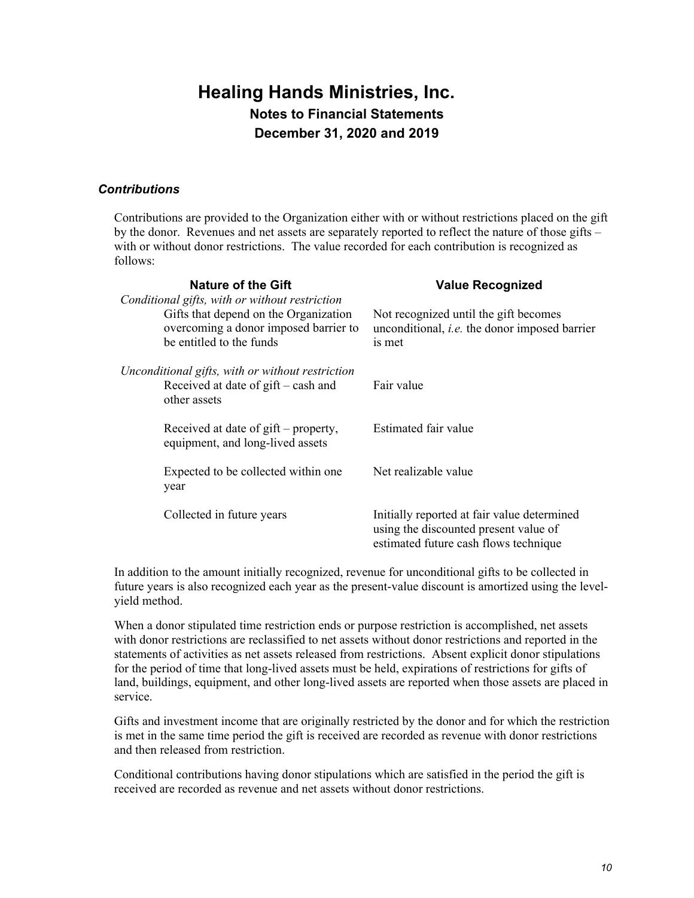# Healing Hands Ministries, Inc.

## Notes to Financial Statements

## December 31, 2020 and 2019

### *Contributions*

Contributions are provided to the Organization either with or without restrictions placed on the gift by the donor. Revenues and net assets are separately reported to reflect the nature of those gifts – with or without donor restrictions. The value recorded for each contribution is recognized as follows:

| Nature of the Gift | Value Recognized |
|---|---|
| *Conditional gifts, with or without restriction* | |
| Gifts that depend on the Organization overcoming a donor imposed barrier to be entitled to the funds | Not recognized until the gift becomes unconditional, *i.e.* the donor imposed barrier is met |
| *Unconditional gifts, with or without restriction* | |
| Received at date of gift – cash and other assets | Fair value |
| Received at date of gift – property, equipment, and long-lived assets | Estimated fair value |
| Expected to be collected within one year | Net realizable value |
| Collected in future years | Initially reported at fair value determined using the discounted present value of estimated future cash flows technique |

In addition to the amount initially recognized, revenue for unconditional gifts to be collected in future years is also recognized each year as the present-value discount is amortized using the level-yield method.

When a donor stipulated time restriction ends or purpose restriction is accomplished, net assets with donor restrictions are reclassified to net assets without donor restrictions and reported in the statements of activities as net assets released from restrictions. Absent explicit donor stipulations for the period of time that long-lived assets must be held, expirations of restrictions for gifts of land, buildings, equipment, and other long-lived assets are reported when those assets are placed in service.

Gifts and investment income that are originally restricted by the donor and for which the restriction is met in the same time period the gift is received are recorded as revenue with donor restrictions and then released from restriction.

Conditional contributions having donor stipulations which are satisfied in the period the gift is received are recorded as revenue and net assets without donor restrictions.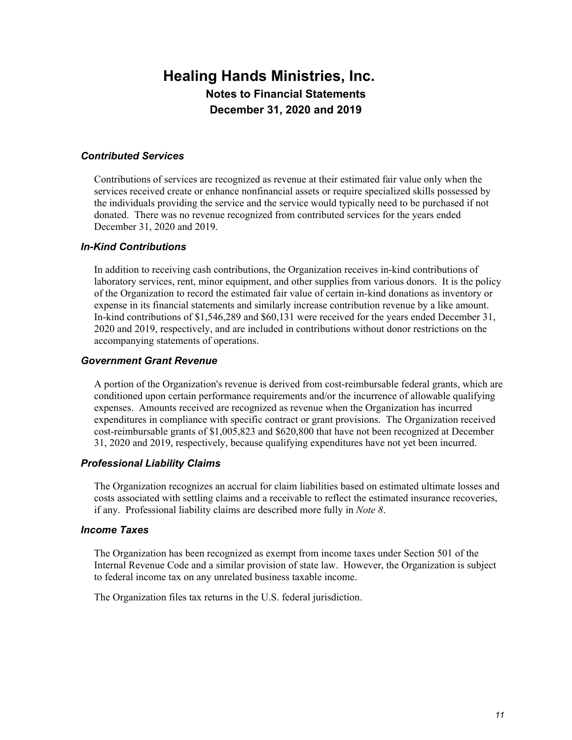# Healing Hands Ministries, Inc.

## Notes to Financial Statements

## December 31, 2020 and 2019

### *Contributed Services*

Contributions of services are recognized as revenue at their estimated fair value only when the services received create or enhance nonfinancial assets or require specialized skills possessed by the individuals providing the service and the service would typically need to be purchased if not donated. There was no revenue recognized from contributed services for the years ended December 31, 2020 and 2019.

### *In-Kind Contributions*

In addition to receiving cash contributions, the Organization receives in-kind contributions of laboratory services, rent, minor equipment, and other supplies from various donors. It is the policy of the Organization to record the estimated fair value of certain in-kind donations as inventory or expense in its financial statements and similarly increase contribution revenue by a like amount. In-kind contributions of $1,546,289 and $60,131 were received for the years ended December 31, 2020 and 2019, respectively, and are included in contributions without donor restrictions on the accompanying statements of operations.

### *Government Grant Revenue*

A portion of the Organization's revenue is derived from cost-reimbursable federal grants, which are conditioned upon certain performance requirements and/or the incurrence of allowable qualifying expenses. Amounts received are recognized as revenue when the Organization has incurred expenditures in compliance with specific contract or grant provisions. The Organization received cost-reimbursable grants of $1,005,823 and $620,800 that have not been recognized at December 31, 2020 and 2019, respectively, because qualifying expenditures have not yet been incurred.

### *Professional Liability Claims*

The Organization recognizes an accrual for claim liabilities based on estimated ultimate losses and costs associated with settling claims and a receivable to reflect the estimated insurance recoveries, if any. Professional liability claims are described more fully in *Note 8*.

### *Income Taxes*

The Organization has been recognized as exempt from income taxes under Section 501 of the Internal Revenue Code and a similar provision of state law. However, the Organization is subject to federal income tax on any unrelated business taxable income.

The Organization files tax returns in the U.S. federal jurisdiction.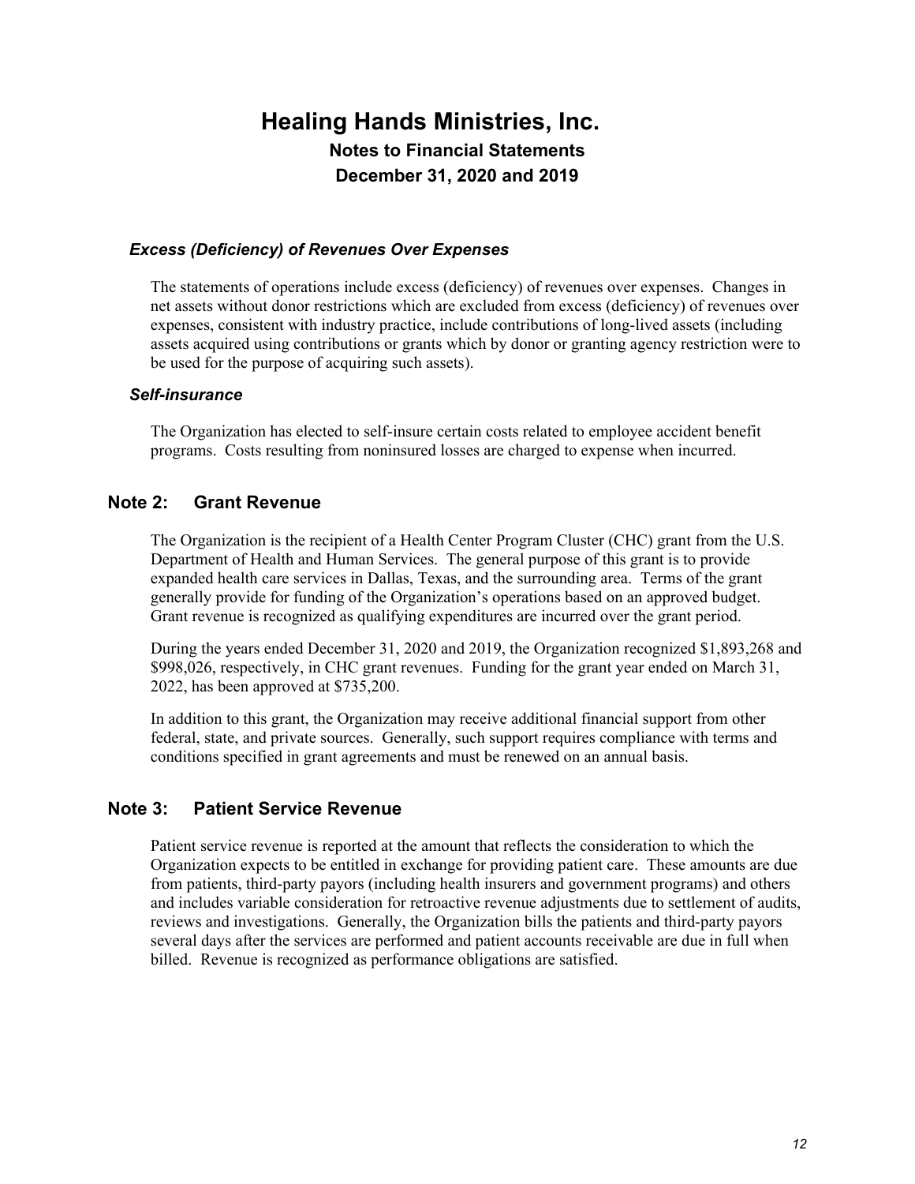### *Excess (Deficiency) of Revenues Over Expenses*

The statements of operations include excess (deficiency) of revenues over expenses. Changes in net assets without donor restrictions which are excluded from excess (deficiency) of revenues over expenses, consistent with industry practice, include contributions of long-lived assets (including assets acquired using contributions or grants which by donor or granting agency restriction were to be used for the purpose of acquiring such assets).

### *Self-insurance*

The Organization has elected to self-insure certain costs related to employee accident benefit programs. Costs resulting from noninsured losses are charged to expense when incurred.

## Note 2: Grant Revenue

The Organization is the recipient of a Health Center Program Cluster (CHC) grant from the U.S. Department of Health and Human Services. The general purpose of this grant is to provide expanded health care services in Dallas, Texas, and the surrounding area. Terms of the grant generally provide for funding of the Organization's operations based on an approved budget. Grant revenue is recognized as qualifying expenditures are incurred over the grant period.

During the years ended December 31, 2020 and 2019, the Organization recognized $1,893,268 and $998,026, respectively, in CHC grant revenues. Funding for the grant year ended on March 31, 2022, has been approved at $735,200.

In addition to this grant, the Organization may receive additional financial support from other federal, state, and private sources. Generally, such support requires compliance with terms and conditions specified in grant agreements and must be renewed on an annual basis.

## Note 3: Patient Service Revenue

Patient service revenue is reported at the amount that reflects the consideration to which the Organization expects to be entitled in exchange for providing patient care. These amounts are due from patients, third-party payors (including health insurers and government programs) and others and includes variable consideration for retroactive revenue adjustments due to settlement of audits, reviews and investigations. Generally, the Organization bills the patients and third-party payors several days after the services are performed and patient accounts receivable are due in full when billed. Revenue is recognized as performance obligations are satisfied.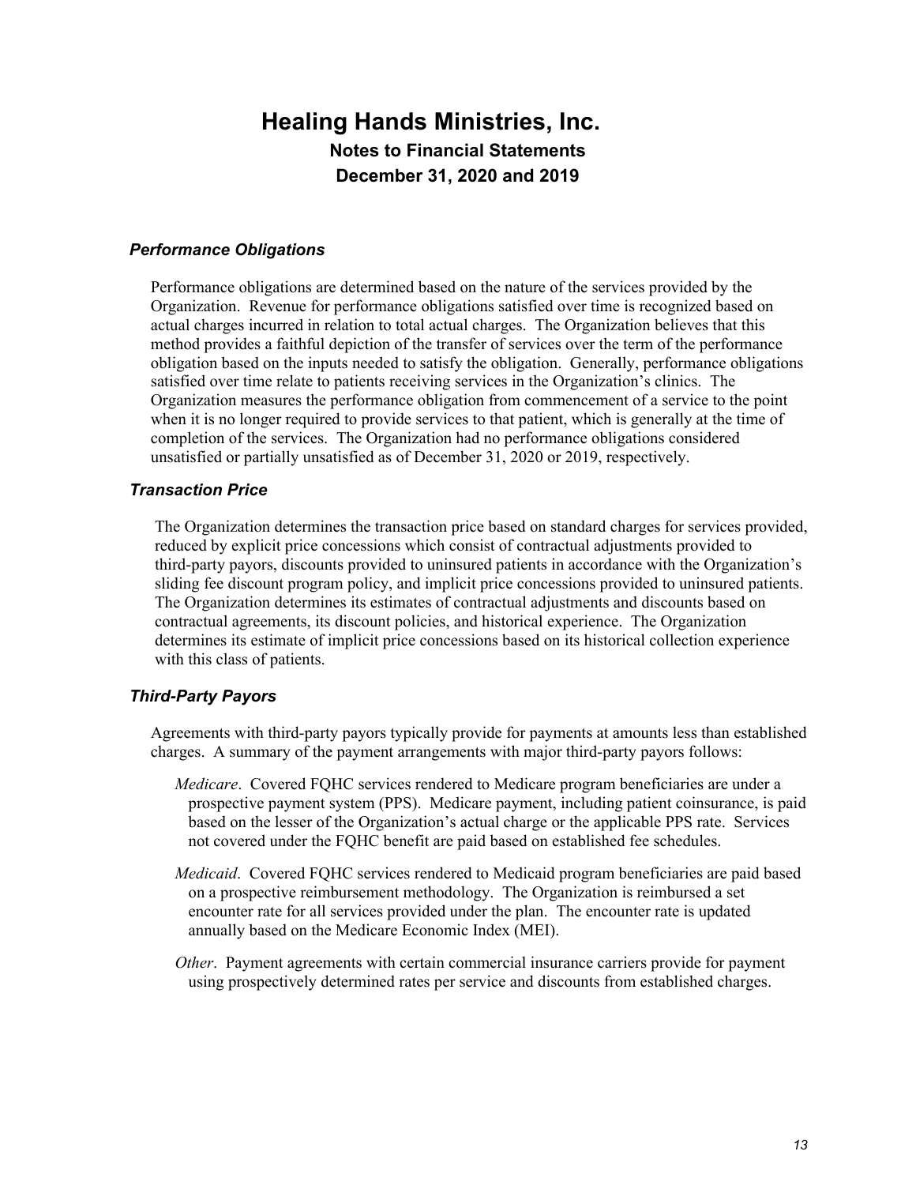# Healing Hands Ministries, Inc.

## Notes to Financial Statements

## December 31, 2020 and 2019

### *Performance Obligations*

Performance obligations are determined based on the nature of the services provided by the Organization. Revenue for performance obligations satisfied over time is recognized based on actual charges incurred in relation to total actual charges. The Organization believes that this method provides a faithful depiction of the transfer of services over the term of the performance obligation based on the inputs needed to satisfy the obligation. Generally, performance obligations satisfied over time relate to patients receiving services in the Organization's clinics. The Organization measures the performance obligation from commencement of a service to the point when it is no longer required to provide services to that patient, which is generally at the time of completion of the services. The Organization had no performance obligations considered unsatisfied or partially unsatisfied as of December 31, 2020 or 2019, respectively.

### *Transaction Price*

The Organization determines the transaction price based on standard charges for services provided, reduced by explicit price concessions which consist of contractual adjustments provided to third-party payors, discounts provided to uninsured patients in accordance with the Organization's sliding fee discount program policy, and implicit price concessions provided to uninsured patients. The Organization determines its estimates of contractual adjustments and discounts based on contractual agreements, its discount policies, and historical experience. The Organization determines its estimate of implicit price concessions based on its historical collection experience with this class of patients.

### *Third-Party Payors*

Agreements with third-party payors typically provide for payments at amounts less than established charges. A summary of the payment arrangements with major third-party payors follows:

*Medicare*. Covered FQHC services rendered to Medicare program beneficiaries are under a prospective payment system (PPS). Medicare payment, including patient coinsurance, is paid based on the lesser of the Organization's actual charge or the applicable PPS rate. Services not covered under the FQHC benefit are paid based on established fee schedules.

*Medicaid*. Covered FQHC services rendered to Medicaid program beneficiaries are paid based on a prospective reimbursement methodology. The Organization is reimbursed a set encounter rate for all services provided under the plan. The encounter rate is updated annually based on the Medicare Economic Index (MEI).

*Other*. Payment agreements with certain commercial insurance carriers provide for payment using prospectively determined rates per service and discounts from established charges.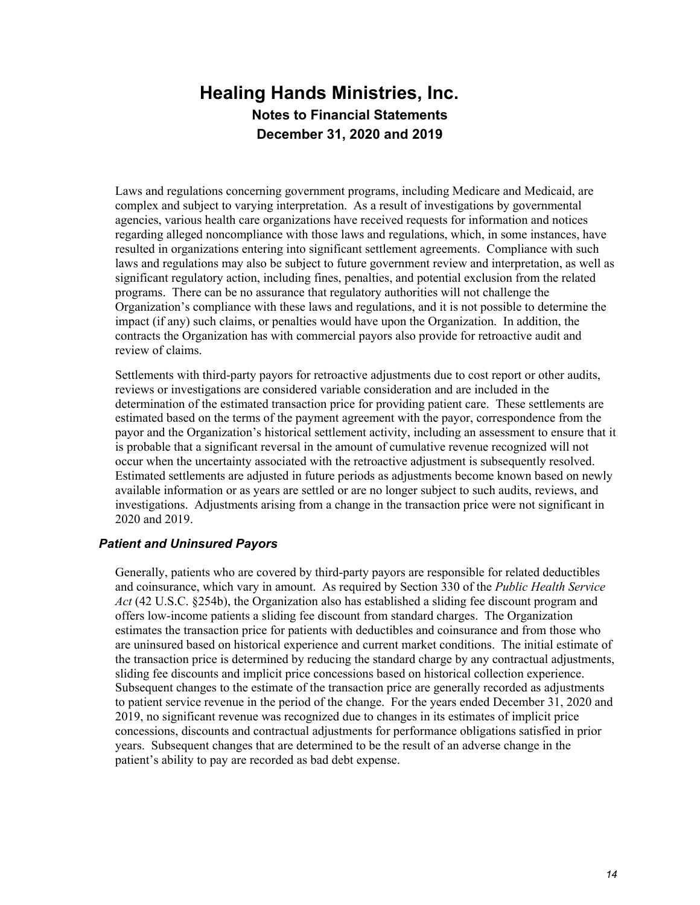Laws and regulations concerning government programs, including Medicare and Medicaid, are complex and subject to varying interpretation. As a result of investigations by governmental agencies, various health care organizations have received requests for information and notices regarding alleged noncompliance with those laws and regulations, which, in some instances, have resulted in organizations entering into significant settlement agreements. Compliance with such laws and regulations may also be subject to future government review and interpretation, as well as significant regulatory action, including fines, penalties, and potential exclusion from the related programs. There can be no assurance that regulatory authorities will not challenge the Organization's compliance with these laws and regulations, and it is not possible to determine the impact (if any) such claims, or penalties would have upon the Organization. In addition, the contracts the Organization has with commercial payors also provide for retroactive audit and review of claims.

Settlements with third-party payors for retroactive adjustments due to cost report or other audits, reviews or investigations are considered variable consideration and are included in the determination of the estimated transaction price for providing patient care. These settlements are estimated based on the terms of the payment agreement with the payor, correspondence from the payor and the Organization's historical settlement activity, including an assessment to ensure that it is probable that a significant reversal in the amount of cumulative revenue recognized will not occur when the uncertainty associated with the retroactive adjustment is subsequently resolved. Estimated settlements are adjusted in future periods as adjustments become known based on newly available information or as years are settled or are no longer subject to such audits, reviews, and investigations. Adjustments arising from a change in the transaction price were not significant in 2020 and 2019.

### *Patient and Uninsured Payors*

Generally, patients who are covered by third-party payors are responsible for related deductibles and coinsurance, which vary in amount. As required by Section 330 of the *Public Health Service Act* (42 U.S.C. §254b), the Organization also has established a sliding fee discount program and offers low-income patients a sliding fee discount from standard charges. The Organization estimates the transaction price for patients with deductibles and coinsurance and from those who are uninsured based on historical experience and current market conditions. The initial estimate of the transaction price is determined by reducing the standard charge by any contractual adjustments, sliding fee discounts and implicit price concessions based on historical collection experience. Subsequent changes to the estimate of the transaction price are generally recorded as adjustments to patient service revenue in the period of the change. For the years ended December 31, 2020 and 2019, no significant revenue was recognized due to changes in its estimates of implicit price concessions, discounts and contractual adjustments for performance obligations satisfied in prior years. Subsequent changes that are determined to be the result of an adverse change in the patient's ability to pay are recorded as bad debt expense.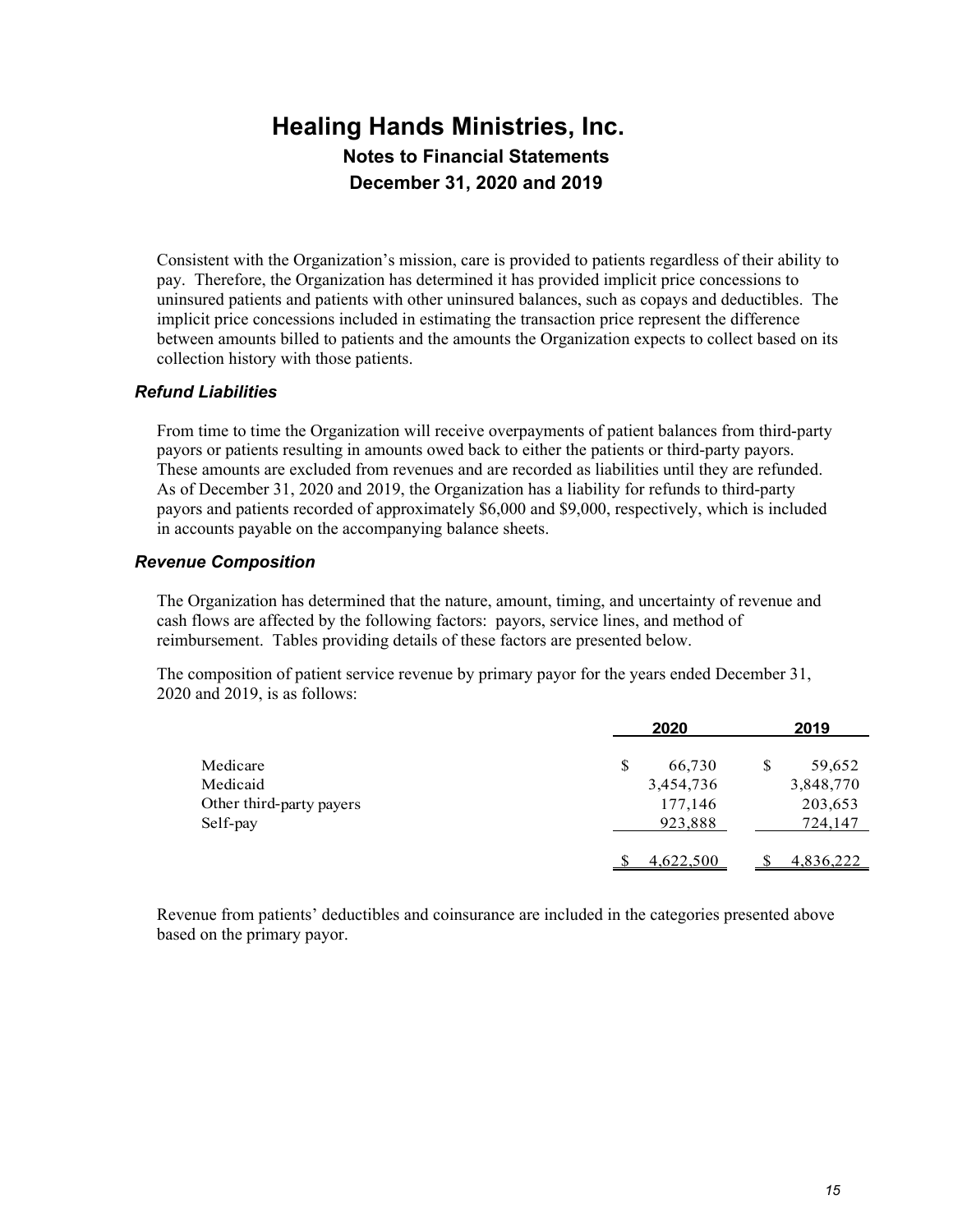Consistent with the Organization's mission, care is provided to patients regardless of their ability to pay. Therefore, the Organization has determined it has provided implicit price concessions to uninsured patients and patients with other uninsured balances, such as copays and deductibles. The implicit price concessions included in estimating the transaction price represent the difference between amounts billed to patients and the amounts the Organization expects to collect based on its collection history with those patients.

### *Refund Liabilities*

From time to time the Organization will receive overpayments of patient balances from third-party payors or patients resulting in amounts owed back to either the patients or third-party payors. These amounts are excluded from revenues and are recorded as liabilities until they are refunded. As of December 31, 2020 and 2019, the Organization has a liability for refunds to third-party payors and patients recorded of approximately $6,000 and $9,000, respectively, which is included in accounts payable on the accompanying balance sheets.

### *Revenue Composition*

The Organization has determined that the nature, amount, timing, and uncertainty of revenue and cash flows are affected by the following factors: payors, service lines, and method of reimbursement. Tables providing details of these factors are presented below.

The composition of patient service revenue by primary payor for the years ended December 31, 2020 and 2019, is as follows:

| | 2020 | 2019 |
|---|---|---|
| Medicare | $ 66,730 | $ 59,652 |
| Medicaid | 3,454,736 | 3,848,770 |
| Other third-party payers | 177,146 | 203,653 |
| Self-pay | 923,888 | 724,147 |
| | $ 4,622,500 | $ 4,836,222 |

Revenue from patients' deductibles and coinsurance are included in the categories presented above based on the primary payor.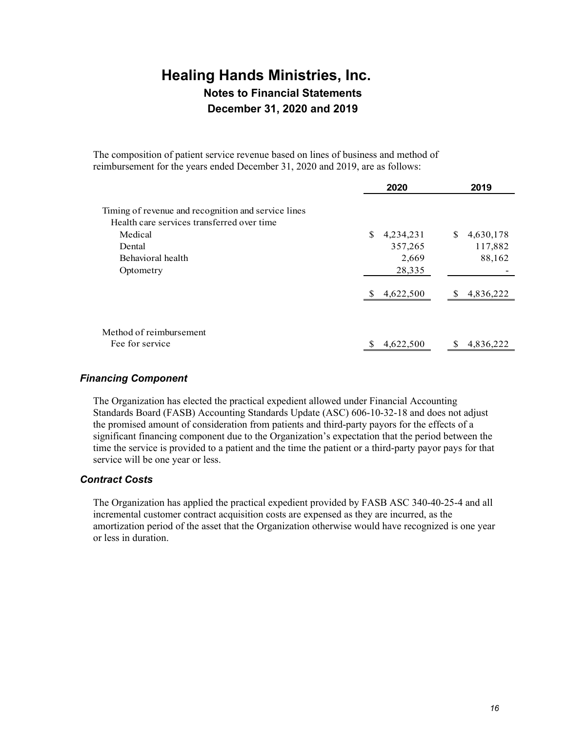# Healing Hands Ministries, Inc.

## Notes to Financial Statements

## December 31, 2020 and 2019

The composition of patient service revenue based on lines of business and method of reimbursement for the years ended December 31, 2020 and 2019, are as follows:

| | 2020 | 2019 |
|---|---|---|
| Timing of revenue and recognition and service lines | | |
| Health care services transferred over time | | |
| Medical | $ 4,234,231 | $ 4,630,178 |
| Dental | 357,265 | 117,882 |
| Behavioral health | 2,669 | 88,162 |
| Optometry | 28,335 | - |
| | $ 4,622,500 | $ 4,836,222 |
| Method of reimbursement | | |
| Fee for service | $ 4,622,500 | $ 4,836,222 |

### *Financing Component*

The Organization has elected the practical expedient allowed under Financial Accounting Standards Board (FASB) Accounting Standards Update (ASC) 606-10-32-18 and does not adjust the promised amount of consideration from patients and third-party payors for the effects of a significant financing component due to the Organization's expectation that the period between the time the service is provided to a patient and the time the patient or a third-party payor pays for that service will be one year or less.

### *Contract Costs*

The Organization has applied the practical expedient provided by FASB ASC 340-40-25-4 and all incremental customer contract acquisition costs are expensed as they are incurred, as the amortization period of the asset that the Organization otherwise would have recognized is one year or less in duration.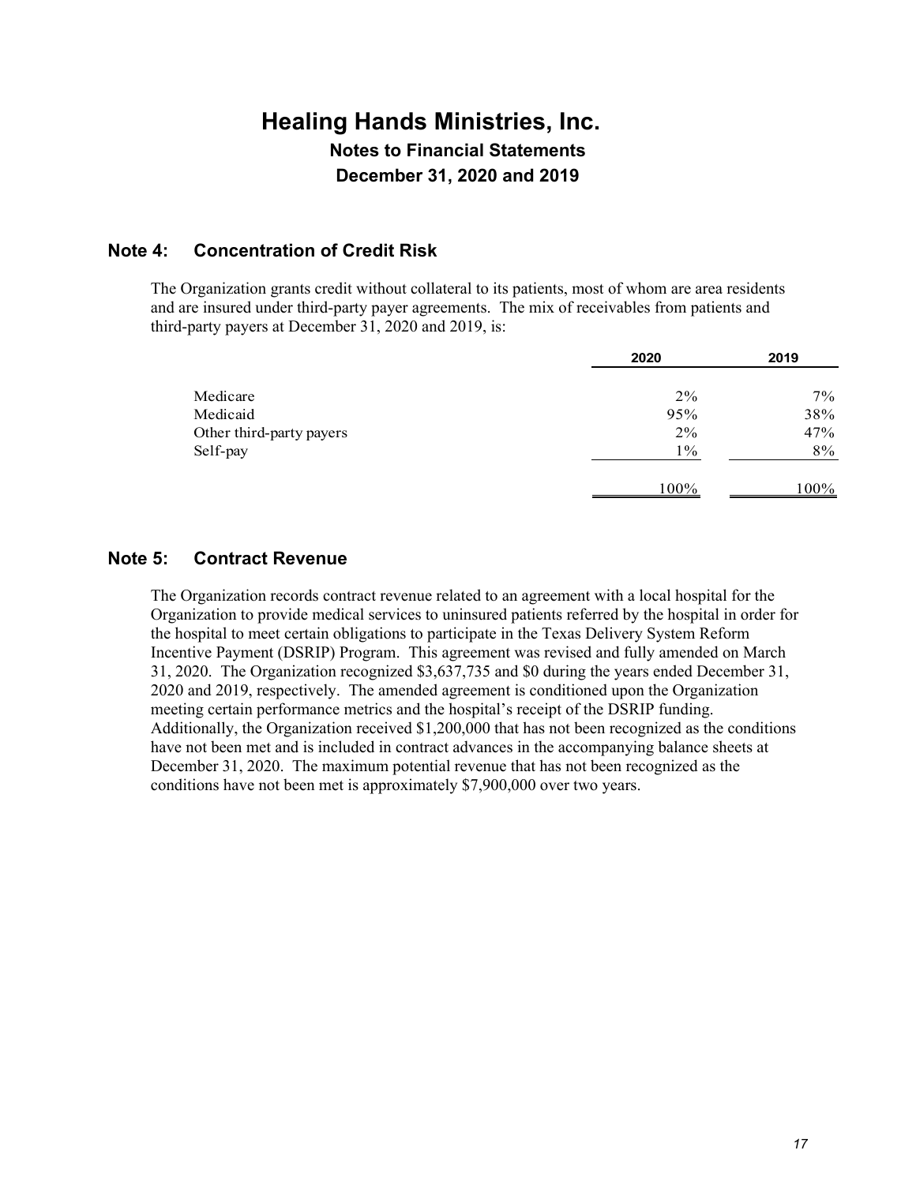# Healing Hands Ministries, Inc.

## Notes to Financial Statements

## December 31, 2020 and 2019

### Note 4: Concentration of Credit Risk

The Organization grants credit without collateral to its patients, most of whom are area residents and are insured under third-party payer agreements. The mix of receivables from patients and third-party payers at December 31, 2020 and 2019, is:

| | 2020 | 2019 |
|---|---|---|
| Medicare | 2% | 7% |
| Medicaid | 95% | 38% |
| Other third-party payers | 2% | 47% |
| Self-pay | 1% | 8% |
| | 100% | 100% |

### Note 5: Contract Revenue

The Organization records contract revenue related to an agreement with a local hospital for the Organization to provide medical services to uninsured patients referred by the hospital in order for the hospital to meet certain obligations to participate in the Texas Delivery System Reform Incentive Payment (DSRIP) Program. This agreement was revised and fully amended on March 31, 2020. The Organization recognized $3,637,735 and $0 during the years ended December 31, 2020 and 2019, respectively. The amended agreement is conditioned upon the Organization meeting certain performance metrics and the hospital's receipt of the DSRIP funding. Additionally, the Organization received $1,200,000 that has not been recognized as the conditions have not been met and is included in contract advances in the accompanying balance sheets at December 31, 2020. The maximum potential revenue that has not been recognized as the conditions have not been met is approximately $7,900,000 over two years.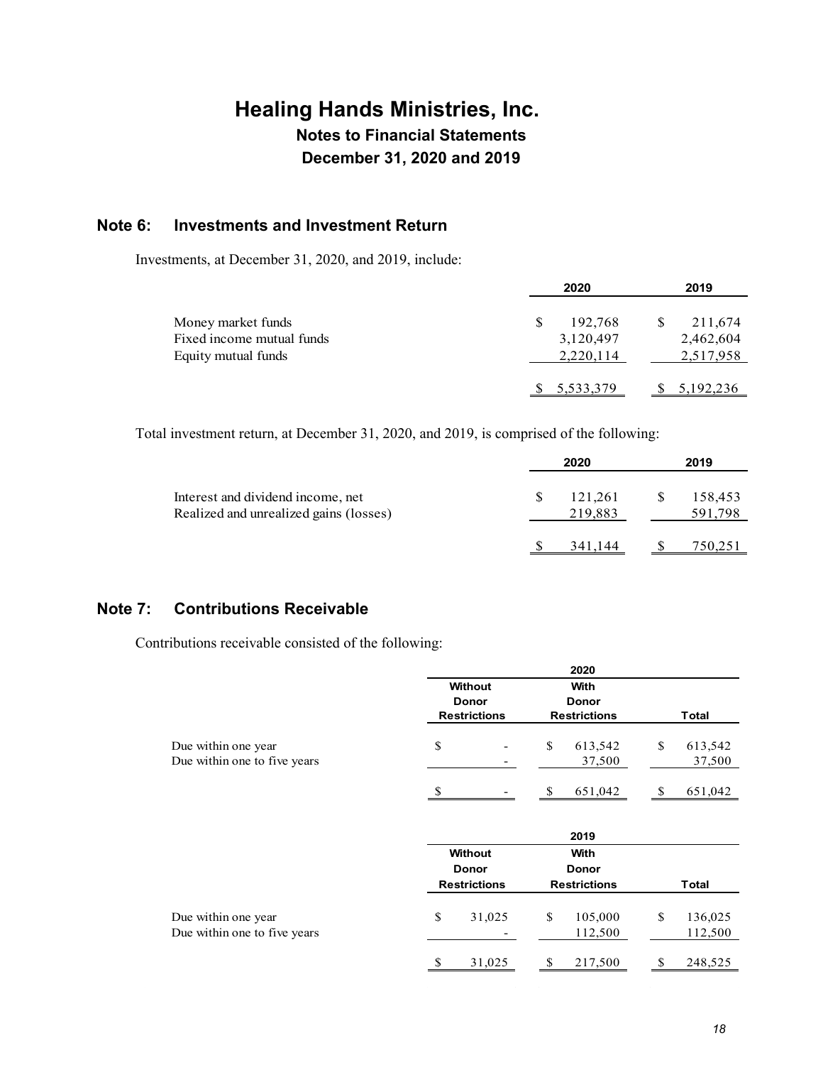# Healing Hands Ministries, Inc.

## Notes to Financial Statements

## December 31, 2020 and 2019

### Note 6: Investments and Investment Return

Investments, at December 31, 2020, and 2019, include:

| | 2020 | 2019 |
|---|---|---|
| Money market funds | $ 192,768 | $ 211,674 |
| Fixed income mutual funds | 3,120,497 | 2,462,604 |
| Equity mutual funds | 2,220,114 | 2,517,958 |
| | $ 5,533,379 | $ 5,192,236 |

Total investment return, at December 31, 2020, and 2019, is comprised of the following:

| | 2020 | 2019 |
|---|---|---|
| Interest and dividend income, net | $ 121,261 | $ 158,453 |
| Realized and unrealized gains (losses) | 219,883 | 591,798 |
| | $ 341,144 | $ 750,251 |

### Note 7: Contributions Receivable

Contributions receivable consisted of the following:

| | 2020 | | |
|---|---|---|---|
| | Without Donor Restrictions | With Donor Restrictions | Total |
| Due within one year | $ - | $ 613,542 | $ 613,542 |
| Due within one to five years | - | 37,500 | 37,500 |
| | $ - | $ 651,042 | $ 651,042 |

| | 2019 | | |
|---|---|---|---|
| | Without Donor Restrictions | With Donor Restrictions | Total |
| Due within one year | $ 31,025 | $ 105,000 | $ 136,025 |
| Due within one to five years | - | 112,500 | 112,500 |
| | $ 31,025 | $ 217,500 | $ 248,525 |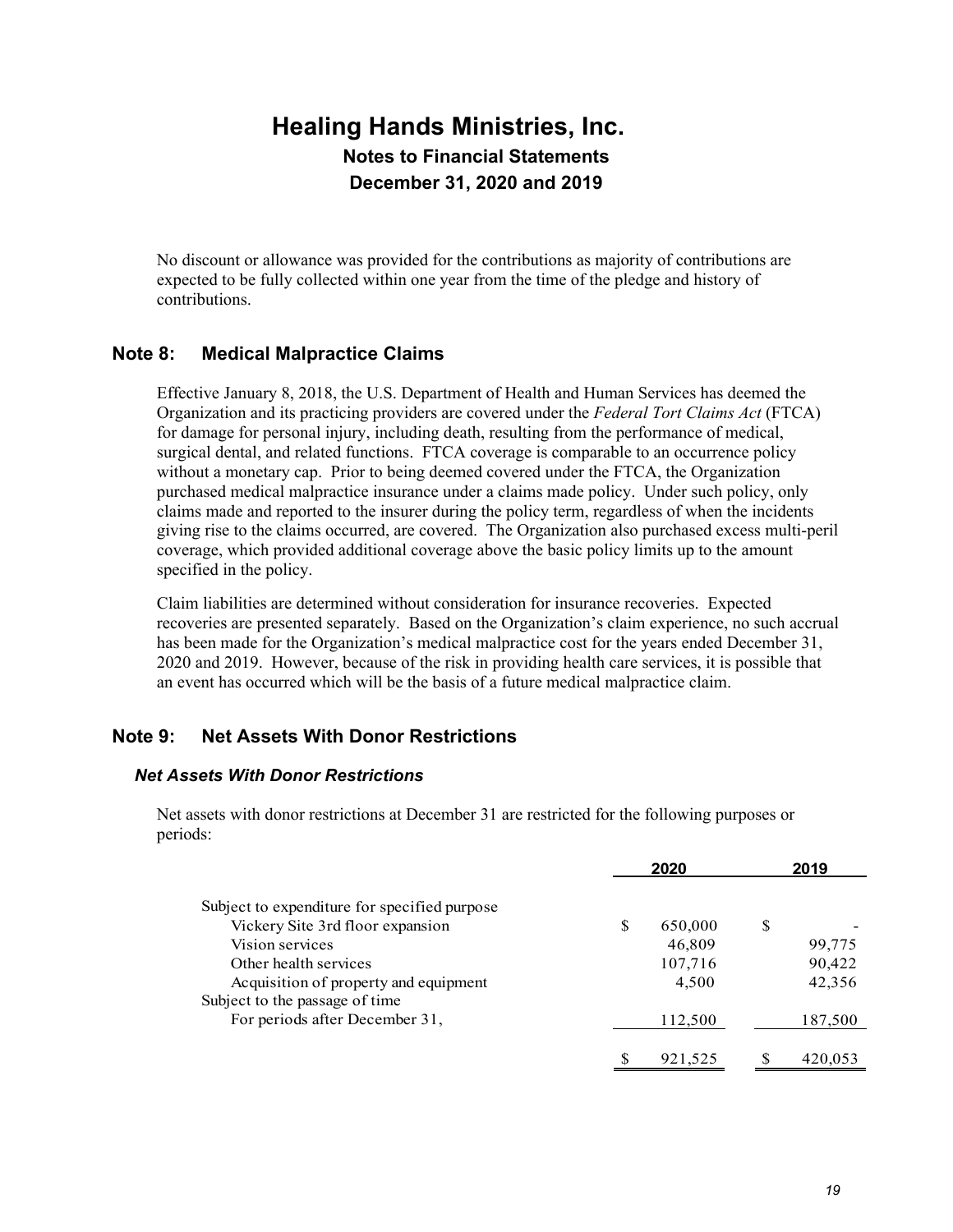No discount or allowance was provided for the contributions as majority of contributions are expected to be fully collected within one year from the time of the pledge and history of contributions.

## Note 8: Medical Malpractice Claims

Effective January 8, 2018, the U.S. Department of Health and Human Services has deemed the Organization and its practicing providers are covered under the *Federal Tort Claims Act* (FTCA) for damage for personal injury, including death, resulting from the performance of medical, surgical dental, and related functions. FTCA coverage is comparable to an occurrence policy without a monetary cap. Prior to being deemed covered under the FTCA, the Organization purchased medical malpractice insurance under a claims made policy. Under such policy, only claims made and reported to the insurer during the policy term, regardless of when the incidents giving rise to the claims occurred, are covered. The Organization also purchased excess multi-peril coverage, which provided additional coverage above the basic policy limits up to the amount specified in the policy.

Claim liabilities are determined without consideration for insurance recoveries. Expected recoveries are presented separately. Based on the Organization's claim experience, no such accrual has been made for the Organization's medical malpractice cost for the years ended December 31, 2020 and 2019. However, because of the risk in providing health care services, it is possible that an event has occurred which will be the basis of a future medical malpractice claim.

## Note 9: Net Assets With Donor Restrictions

### *Net Assets With Donor Restrictions*

Net assets with donor restrictions at December 31 are restricted for the following purposes or periods:

| | 2020 | 2019 |
|---|---|---|
| Subject to expenditure for specified purpose | | |
| Vickery Site 3rd floor expansion | $ 650,000 | $ - |
| Vision services | 46,809 | 99,775 |
| Other health services | 107,716 | 90,422 |
| Acquisition of property and equipment | 4,500 | 42,356 |
| Subject to the passage of time | | |
| For periods after December 31, | 112,500 | 187,500 |
| | $ 921,525 | $ 420,053 |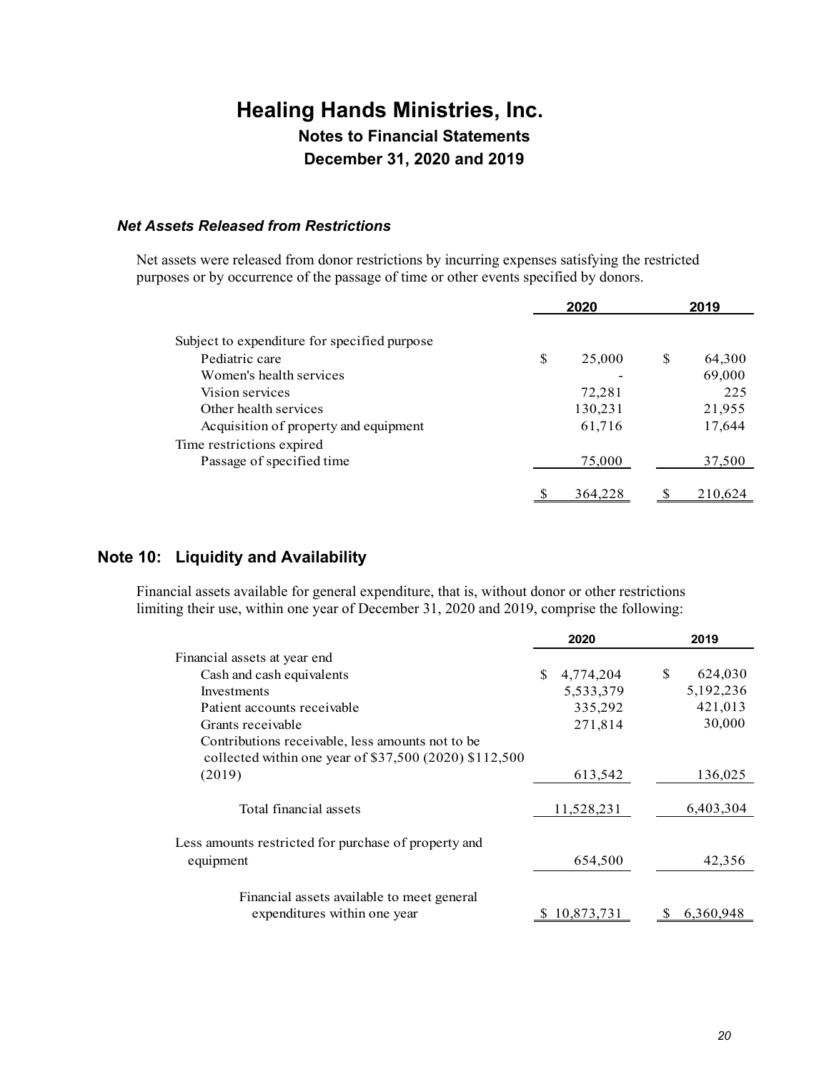# Healing Hands Ministries, Inc.

## Notes to Financial Statements

## December 31, 2020 and 2019

### *Net Assets Released from Restrictions*

Net assets were released from donor restrictions by incurring expenses satisfying the restricted purposes or by occurrence of the passage of time or other events specified by donors.

| | 2020 | 2019 |
|---|---|---|
| Subject to expenditure for specified purpose | | |
| Pediatric care | $ 25,000 | $ 64,300 |
| Women's health services | - | 69,000 |
| Vision services | 72,281 | 225 |
| Other health services | 130,231 | 21,955 |
| Acquisition of property and equipment | 61,716 | 17,644 |
| Time restrictions expired | | |
| Passage of specified time | 75,000 | 37,500 |
| | $ 364,228 | $ 210,624 |

## Note 10: Liquidity and Availability

Financial assets available for general expenditure, that is, without donor or other restrictions limiting their use, within one year of December 31, 2020 and 2019, comprise the following:

| | 2020 | 2019 |
|---|---|---|
| Financial assets at year end | | |
| Cash and cash equivalents | $ 4,774,204 | $ 624,030 |
| Investments | 5,533,379 | 5,192,236 |
| Patient accounts receivable | 335,292 | 421,013 |
| Grants receivable | 271,814 | 30,000 |
| Contributions receivable, less amounts not to be collected within one year of $37,500 (2020) $112,500 (2019) | 613,542 | 136,025 |
| Total financial assets | 11,528,231 | 6,403,304 |
| Less amounts restricted for purchase of property and equipment | 654,500 | 42,356 |
| Financial assets available to meet general expenditures within one year | $ 10,873,731 | $ 6,360,948 |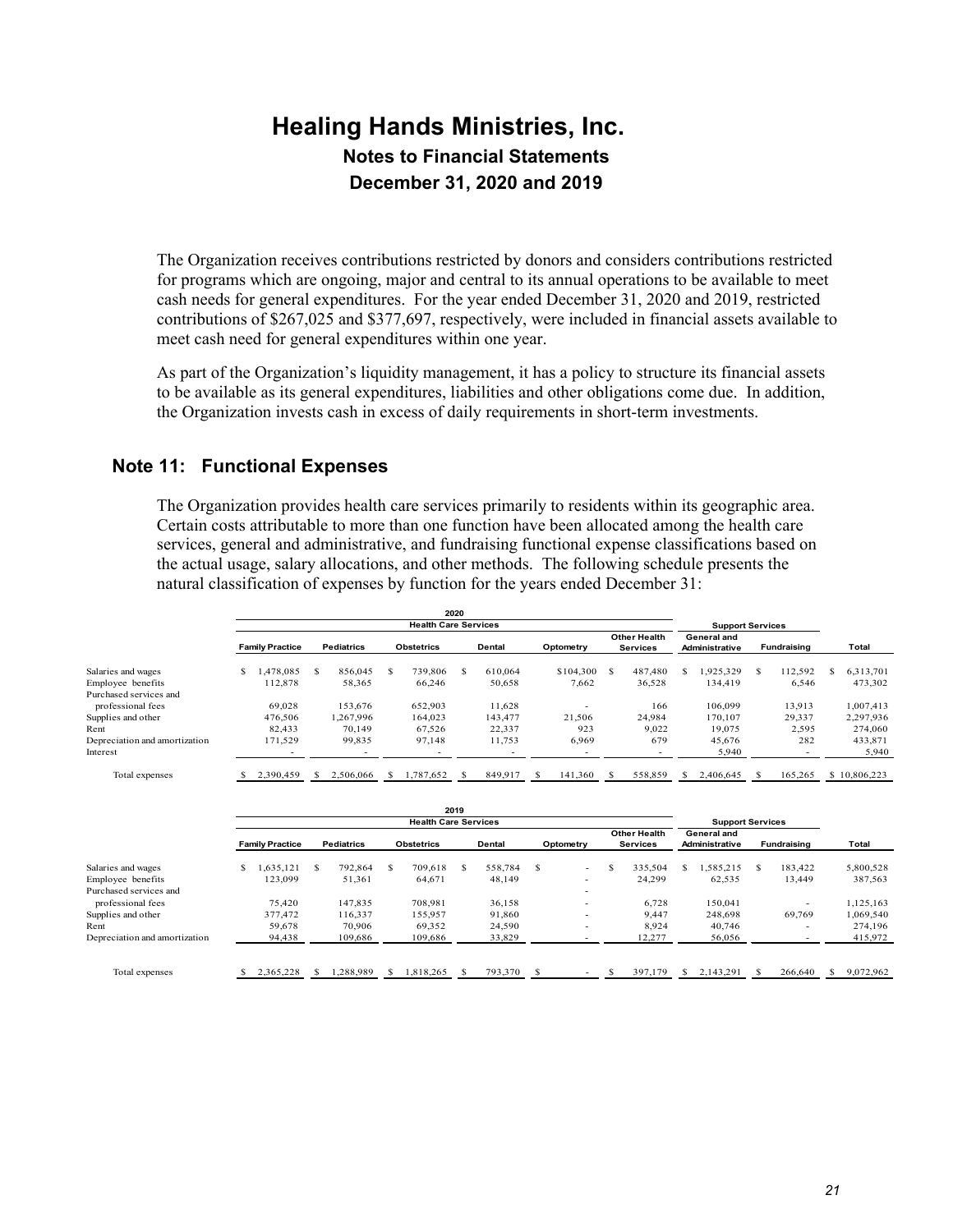# Healing Hands Ministries, Inc.

## Notes to Financial Statements

## December 31, 2020 and 2019

The Organization receives contributions restricted by donors and considers contributions restricted for programs which are ongoing, major and central to its annual operations to be available to meet cash needs for general expenditures. For the year ended December 31, 2020 and 2019, restricted contributions of $267,025 and $377,697, respectively, were included in financial assets available to meet cash need for general expenditures within one year.

As part of the Organization's liquidity management, it has a policy to structure its financial assets to be available as its general expenditures, liabilities and other obligations come due. In addition, the Organization invests cash in excess of daily requirements in short-term investments.

## Note 11: Functional Expenses

The Organization provides health care services primarily to residents within its geographic area. Certain costs attributable to more than one function have been allocated among the health care services, general and administrative, and fundraising functional expense classifications based on the actual usage, salary allocations, and other methods. The following schedule presents the natural classification of expenses by function for the years ended December 31:

**2020**

| | Health Care Services | | | | | | Support Services | | |
|---|---|---|---|---|---|---|---|---|---|
| | Family Practice | Pediatrics | Obstetrics | Dental | Optometry | Other Health Services | General and Administrative | Fundraising | Total |
| Salaries and wages | $ 1,478,085 | $ 856,045 | $ 739,806 | $ 610,064 | $104,300 | $ 487,480 | $ 1,925,329 | $ 112,592 | $ 6,313,701 |
| Employee benefits | 112,878 | 58,365 | 66,246 | 50,658 | 7,662 | 36,528 | 134,419 | 6,546 | 473,302 |
| Purchased services and professional fees | 69,028 | 153,676 | 652,903 | 11,628 | - | 166 | 106,099 | 13,913 | 1,007,413 |
| Supplies and other | 476,506 | 1,267,996 | 164,023 | 143,477 | 21,506 | 24,984 | 170,107 | 29,337 | 2,297,936 |
| Rent | 82,433 | 70,149 | 67,526 | 22,337 | 923 | 9,022 | 19,075 | 2,595 | 274,060 |
| Depreciation and amortization | 171,529 | 99,835 | 97,148 | 11,753 | 6,969 | 679 | 45,676 | 282 | 433,871 |
| Interest | - | - | - | - | - | - | 5,940 | - | 5,940 |
| Total expenses | $ 2,390,459 | $ 2,506,066 | $ 1,787,652 | $ 849,917 | $ 141,360 | $ 558,859 | $ 2,406,645 | $ 165,265 | $ 10,806,223 |

**2019**

| | Health Care Services | | | | | | Support Services | | |
|---|---|---|---|---|---|---|---|---|---|
| | Family Practice | Pediatrics | Obstetrics | Dental | Optometry | Other Health Services | General and Administrative | Fundraising | Total |
| Salaries and wages | $ 1,635,121 | $ 792,864 | $ 709,618 | $ 558,784 | $ - | $ 335,504 | $ 1,585,215 | $ 183,422 | 5,800,528 |
| Employee benefits | 123,099 | 51,361 | 64,671 | 48,149 | - | 24,299 | 62,535 | 13,449 | 387,563 |
| Purchased services and professional fees | 75,420 | 147,835 | 708,981 | 36,158 | - | 6,728 | 150,041 | - | 1,125,163 |
| Supplies and other | 377,472 | 116,337 | 155,957 | 91,860 | - | 9,447 | 248,698 | 69,769 | 1,069,540 |
| Rent | 59,678 | 70,906 | 69,352 | 24,590 | - | 8,924 | 40,746 | - | 274,196 |
| Depreciation and amortization | 94,438 | 109,686 | 109,686 | 33,829 | - | 12,277 | 56,056 | - | 415,972 |
| Total expenses | $ 2,365,228 | $ 1,288,989 | $ 1,818,265 | $ 793,370 | $ - | $ 397,179 | $ 2,143,291 | $ 266,640 | $ 9,072,962 |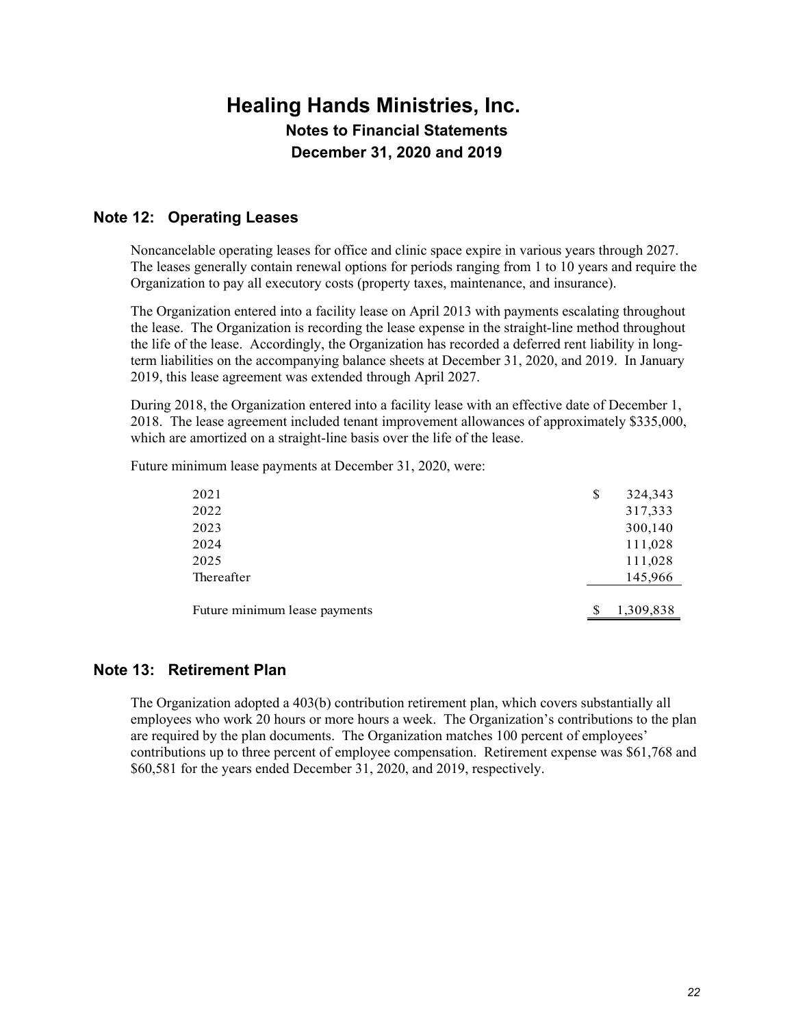# Healing Hands Ministries, Inc.

## Notes to Financial Statements

## December 31, 2020 and 2019

## Note 12: Operating Leases

Noncancelable operating leases for office and clinic space expire in various years through 2027. The leases generally contain renewal options for periods ranging from 1 to 10 years and require the Organization to pay all executory costs (property taxes, maintenance, and insurance).

The Organization entered into a facility lease on April 2013 with payments escalating throughout the lease. The Organization is recording the lease expense in the straight-line method throughout the life of the lease. Accordingly, the Organization has recorded a deferred rent liability in long-term liabilities on the accompanying balance sheets at December 31, 2020, and 2019. In January 2019, this lease agreement was extended through April 2027.

During 2018, the Organization entered into a facility lease with an effective date of December 1, 2018. The lease agreement included tenant improvement allowances of approximately $335,000, which are amortized on a straight-line basis over the life of the lease.

Future minimum lease payments at December 31, 2020, were:

| | |
|---|---|
| 2021 | $ 324,343 |
| 2022 | 317,333 |
| 2023 | 300,140 |
| 2024 | 111,028 |
| 2025 | 111,028 |
| Thereafter | 145,966 |
| Future minimum lease payments | $ 1,309,838 |

## Note 13: Retirement Plan

The Organization adopted a 403(b) contribution retirement plan, which covers substantially all employees who work 20 hours or more hours a week. The Organization's contributions to the plan are required by the plan documents. The Organization matches 100 percent of employees' contributions up to three percent of employee compensation. Retirement expense was $61,768 and $60,581 for the years ended December 31, 2020, and 2019, respectively.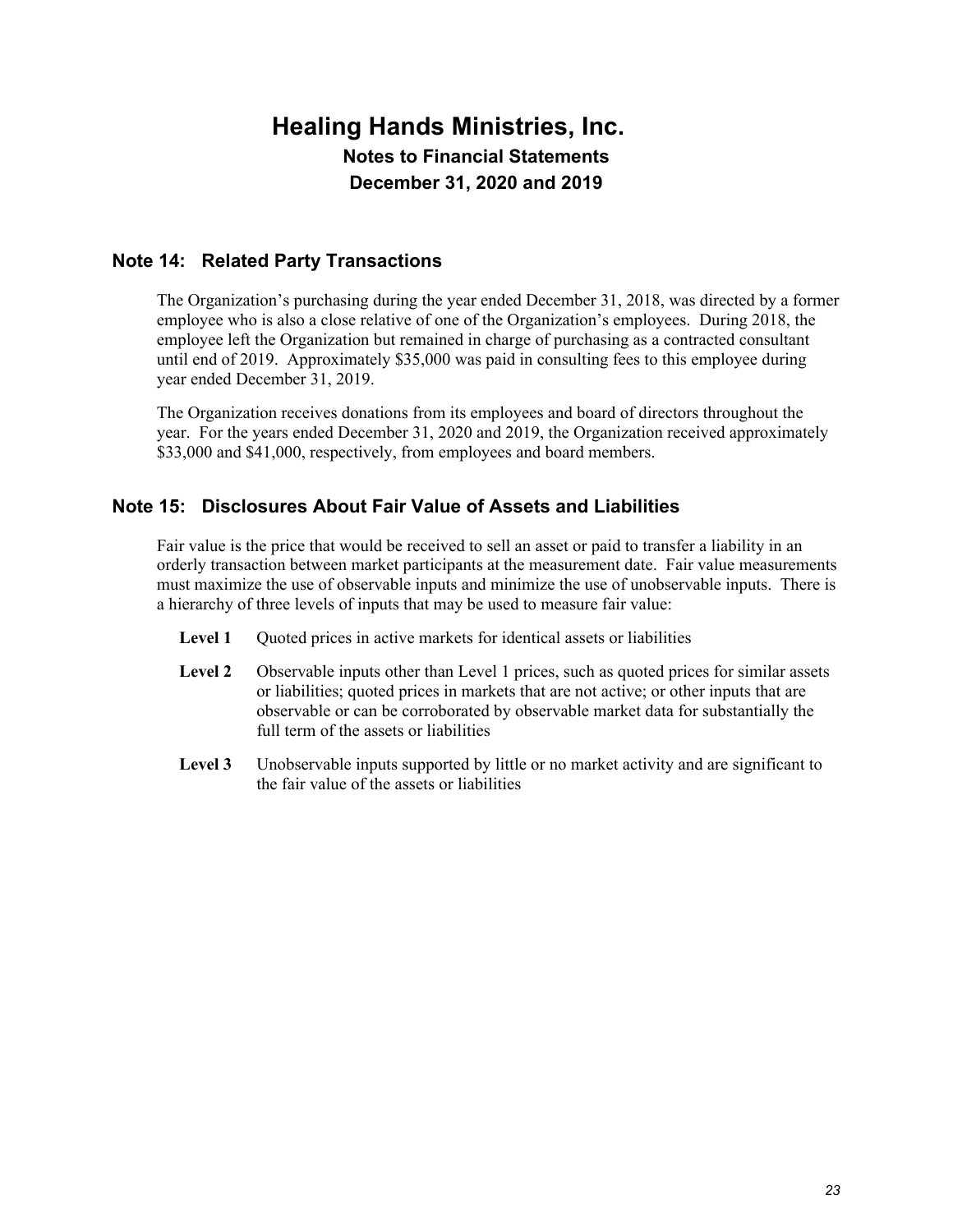# Healing Hands Ministries, Inc.

## Notes to Financial Statements

## December 31, 2020 and 2019

## Note 14: Related Party Transactions

The Organization's purchasing during the year ended December 31, 2018, was directed by a former employee who is also a close relative of one of the Organization's employees. During 2018, the employee left the Organization but remained in charge of purchasing as a contracted consultant until end of 2019. Approximately $35,000 was paid in consulting fees to this employee during year ended December 31, 2019.

The Organization receives donations from its employees and board of directors throughout the year. For the years ended December 31, 2020 and 2019, the Organization received approximately $33,000 and $41,000, respectively, from employees and board members.

## Note 15: Disclosures About Fair Value of Assets and Liabilities

Fair value is the price that would be received to sell an asset or paid to transfer a liability in an orderly transaction between market participants at the measurement date. Fair value measurements must maximize the use of observable inputs and minimize the use of unobservable inputs. There is a hierarchy of three levels of inputs that may be used to measure fair value:

**Level 1** Quoted prices in active markets for identical assets or liabilities

**Level 2** Observable inputs other than Level 1 prices, such as quoted prices for similar assets or liabilities; quoted prices in markets that are not active; or other inputs that are observable or can be corroborated by observable market data for substantially the full term of the assets or liabilities

**Level 3** Unobservable inputs supported by little or no market activity and are significant to the fair value of the assets or liabilities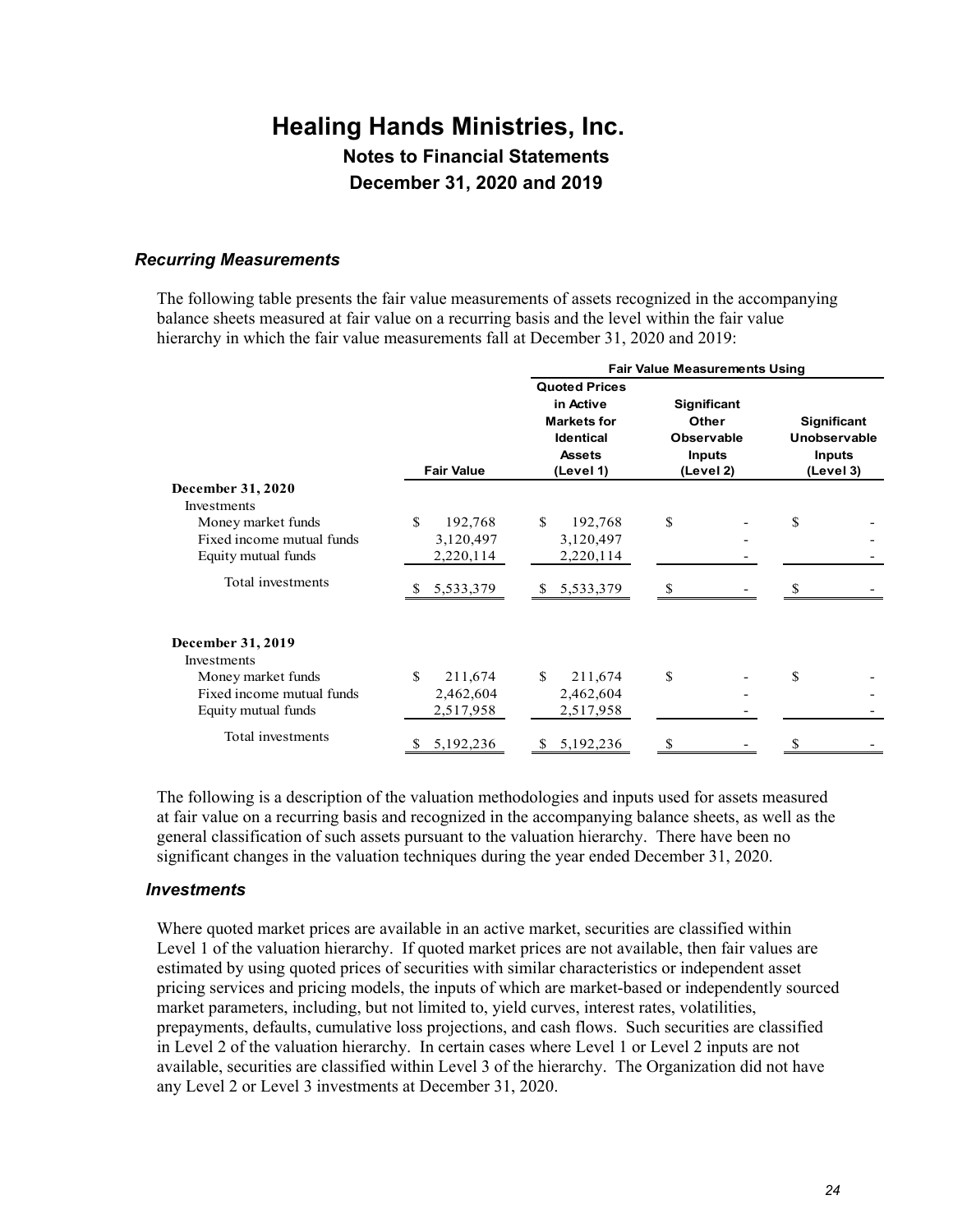# Healing Hands Ministries, Inc.

## Notes to Financial Statements

## December 31, 2020 and 2019

### *Recurring Measurements*

The following table presents the fair value measurements of assets recognized in the accompanying balance sheets measured at fair value on a recurring basis and the level within the fair value hierarchy in which the fair value measurements fall at December 31, 2020 and 2019:

| | | Fair Value Measurements Using | | |
|---|---|---|---|---|
| | Fair Value | Quoted Prices in Active Markets for Identical Assets (Level 1) | Significant Other Observable Inputs (Level 2) | Significant Unobservable Inputs (Level 3) |
| **December 31, 2020** | | | | |
| Investments | | | | |
| Money market funds | $ 192,768 | $ 192,768 | $ - | $ - |
| Fixed income mutual funds | 3,120,497 | 3,120,497 | - | - |
| Equity mutual funds | 2,220,114 | 2,220,114 | - | - |
| Total investments | $ 5,533,379 | $ 5,533,379 | $ - | $ - |
| **December 31, 2019** | | | | |
| Investments | | | | |
| Money market funds | $ 211,674 | $ 211,674 | $ - | $ - |
| Fixed income mutual funds | 2,462,604 | 2,462,604 | - | - |
| Equity mutual funds | 2,517,958 | 2,517,958 | - | - |
| Total investments | $ 5,192,236 | $ 5,192,236 | $ - | $ - |

The following is a description of the valuation methodologies and inputs used for assets measured at fair value on a recurring basis and recognized in the accompanying balance sheets, as well as the general classification of such assets pursuant to the valuation hierarchy. There have been no significant changes in the valuation techniques during the year ended December 31, 2020.

### *Investments*

Where quoted market prices are available in an active market, securities are classified within Level 1 of the valuation hierarchy. If quoted market prices are not available, then fair values are estimated by using quoted prices of securities with similar characteristics or independent asset pricing services and pricing models, the inputs of which are market-based or independently sourced market parameters, including, but not limited to, yield curves, interest rates, volatilities, prepayments, defaults, cumulative loss projections, and cash flows. Such securities are classified in Level 2 of the valuation hierarchy. In certain cases where Level 1 or Level 2 inputs are not available, securities are classified within Level 3 of the hierarchy. The Organization did not have any Level 2 or Level 3 investments at December 31, 2020.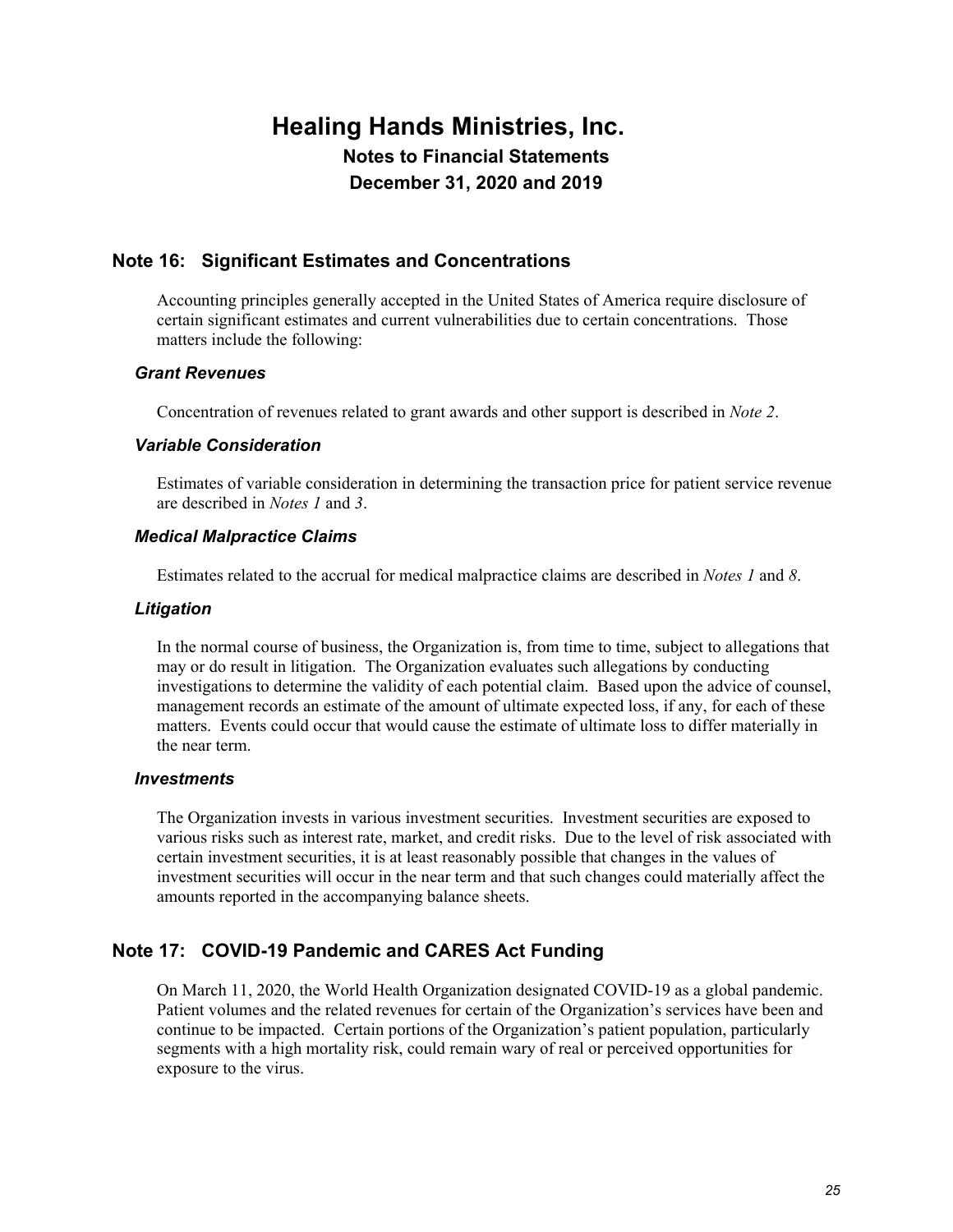# Healing Hands Ministries, Inc.

## Notes to Financial Statements

## December 31, 2020 and 2019

## Note 16: Significant Estimates and Concentrations

Accounting principles generally accepted in the United States of America require disclosure of certain significant estimates and current vulnerabilities due to certain concentrations. Those matters include the following:

### *Grant Revenues*

Concentration of revenues related to grant awards and other support is described in *Note 2*.

### *Variable Consideration*

Estimates of variable consideration in determining the transaction price for patient service revenue are described in *Notes 1* and *3*.

### *Medical Malpractice Claims*

Estimates related to the accrual for medical malpractice claims are described in *Notes 1* and *8*.

### *Litigation*

In the normal course of business, the Organization is, from time to time, subject to allegations that may or do result in litigation. The Organization evaluates such allegations by conducting investigations to determine the validity of each potential claim. Based upon the advice of counsel, management records an estimate of the amount of ultimate expected loss, if any, for each of these matters. Events could occur that would cause the estimate of ultimate loss to differ materially in the near term.

### *Investments*

The Organization invests in various investment securities. Investment securities are exposed to various risks such as interest rate, market, and credit risks. Due to the level of risk associated with certain investment securities, it is at least reasonably possible that changes in the values of investment securities will occur in the near term and that such changes could materially affect the amounts reported in the accompanying balance sheets.

## Note 17: COVID-19 Pandemic and CARES Act Funding

On March 11, 2020, the World Health Organization designated COVID-19 as a global pandemic. Patient volumes and the related revenues for certain of the Organization's services have been and continue to be impacted. Certain portions of the Organization's patient population, particularly segments with a high mortality risk, could remain wary of real or perceived opportunities for exposure to the virus.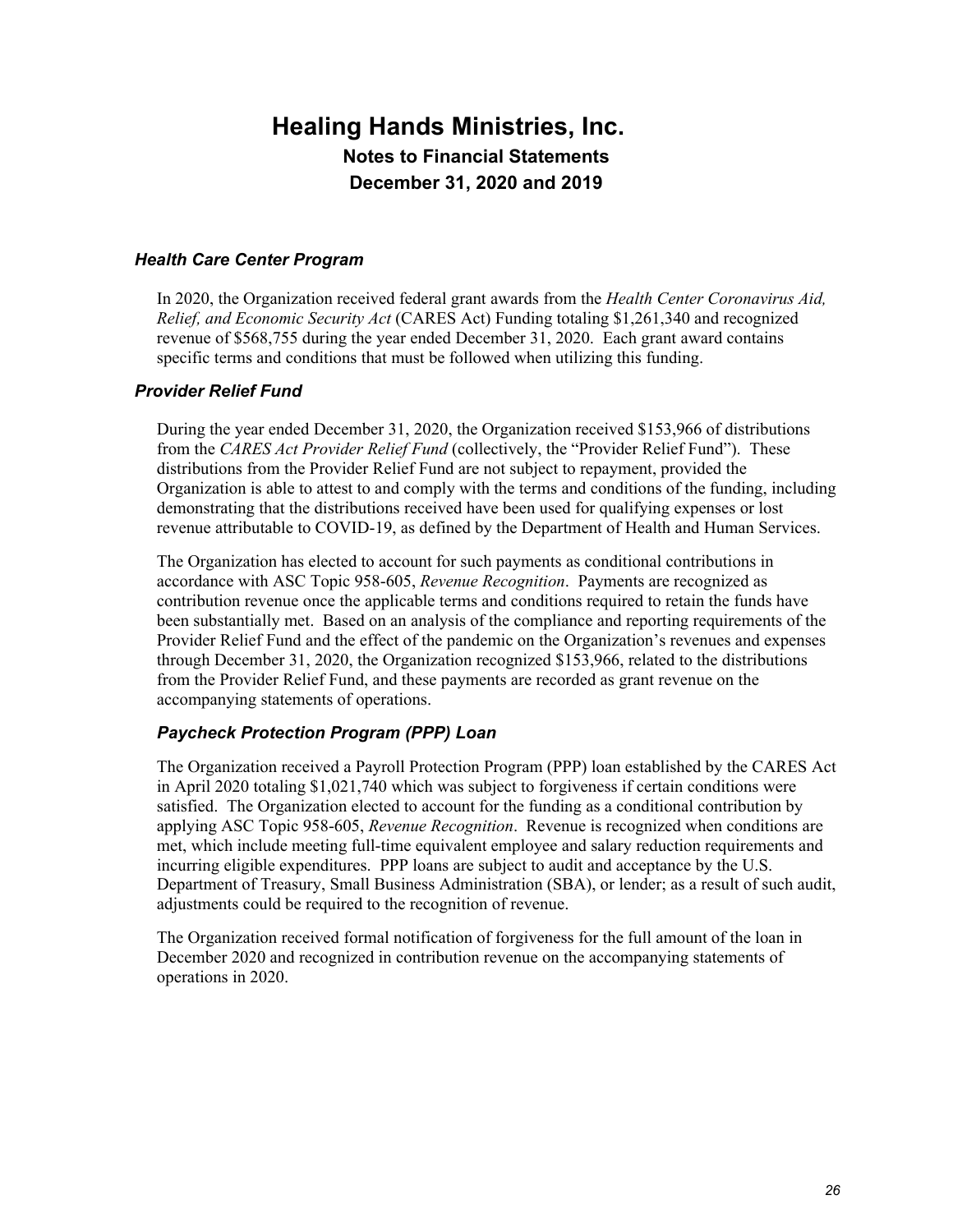# Healing Hands Ministries, Inc.

## Notes to Financial Statements

## December 31, 2020 and 2019

### *Health Care Center Program*

In 2020, the Organization received federal grant awards from the *Health Center Coronavirus Aid, Relief, and Economic Security Act* (CARES Act) Funding totaling $1,261,340 and recognized revenue of $568,755 during the year ended December 31, 2020. Each grant award contains specific terms and conditions that must be followed when utilizing this funding.

### *Provider Relief Fund*

During the year ended December 31, 2020, the Organization received $153,966 of distributions from the *CARES Act Provider Relief Fund* (collectively, the "Provider Relief Fund"). These distributions from the Provider Relief Fund are not subject to repayment, provided the Organization is able to attest to and comply with the terms and conditions of the funding, including demonstrating that the distributions received have been used for qualifying expenses or lost revenue attributable to COVID-19, as defined by the Department of Health and Human Services.

The Organization has elected to account for such payments as conditional contributions in accordance with ASC Topic 958-605, *Revenue Recognition*. Payments are recognized as contribution revenue once the applicable terms and conditions required to retain the funds have been substantially met. Based on an analysis of the compliance and reporting requirements of the Provider Relief Fund and the effect of the pandemic on the Organization's revenues and expenses through December 31, 2020, the Organization recognized $153,966, related to the distributions from the Provider Relief Fund, and these payments are recorded as grant revenue on the accompanying statements of operations.

### *Paycheck Protection Program (PPP) Loan*

The Organization received a Payroll Protection Program (PPP) loan established by the CARES Act in April 2020 totaling $1,021,740 which was subject to forgiveness if certain conditions were satisfied. The Organization elected to account for the funding as a conditional contribution by applying ASC Topic 958-605, *Revenue Recognition*. Revenue is recognized when conditions are met, which include meeting full-time equivalent employee and salary reduction requirements and incurring eligible expenditures. PPP loans are subject to audit and acceptance by the U.S. Department of Treasury, Small Business Administration (SBA), or lender; as a result of such audit, adjustments could be required to the recognition of revenue.

The Organization received formal notification of forgiveness for the full amount of the loan in December 2020 and recognized in contribution revenue on the accompanying statements of operations in 2020.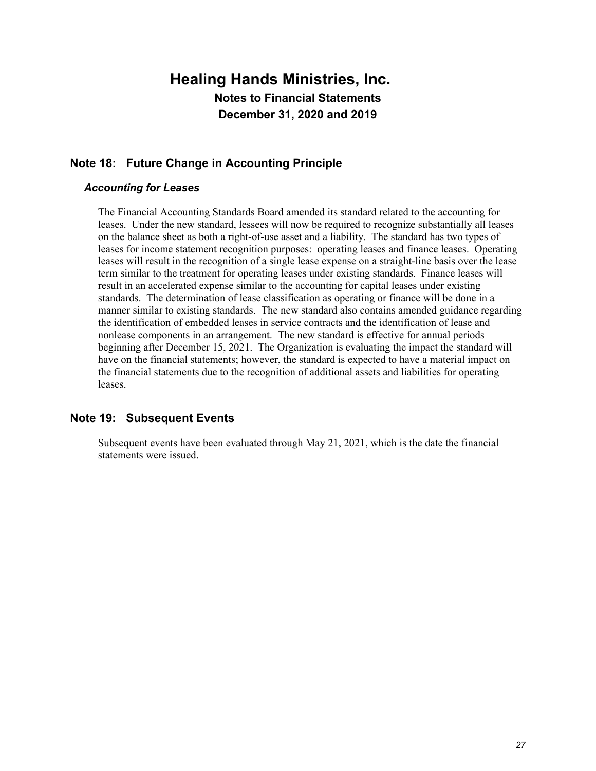# Healing Hands Ministries, Inc.

## Notes to Financial Statements

## December 31, 2020 and 2019

## Note 18: Future Change in Accounting Principle

### *Accounting for Leases*

The Financial Accounting Standards Board amended its standard related to the accounting for leases. Under the new standard, lessees will now be required to recognize substantially all leases on the balance sheet as both a right-of-use asset and a liability. The standard has two types of leases for income statement recognition purposes: operating leases and finance leases. Operating leases will result in the recognition of a single lease expense on a straight-line basis over the lease term similar to the treatment for operating leases under existing standards. Finance leases will result in an accelerated expense similar to the accounting for capital leases under existing standards. The determination of lease classification as operating or finance will be done in a manner similar to existing standards. The new standard also contains amended guidance regarding the identification of embedded leases in service contracts and the identification of lease and nonlease components in an arrangement. The new standard is effective for annual periods beginning after December 15, 2021. The Organization is evaluating the impact the standard will have on the financial statements; however, the standard is expected to have a material impact on the financial statements due to the recognition of additional assets and liabilities for operating leases.

## Note 19: Subsequent Events

Subsequent events have been evaluated through May 21, 2021, which is the date the financial statements were issued.